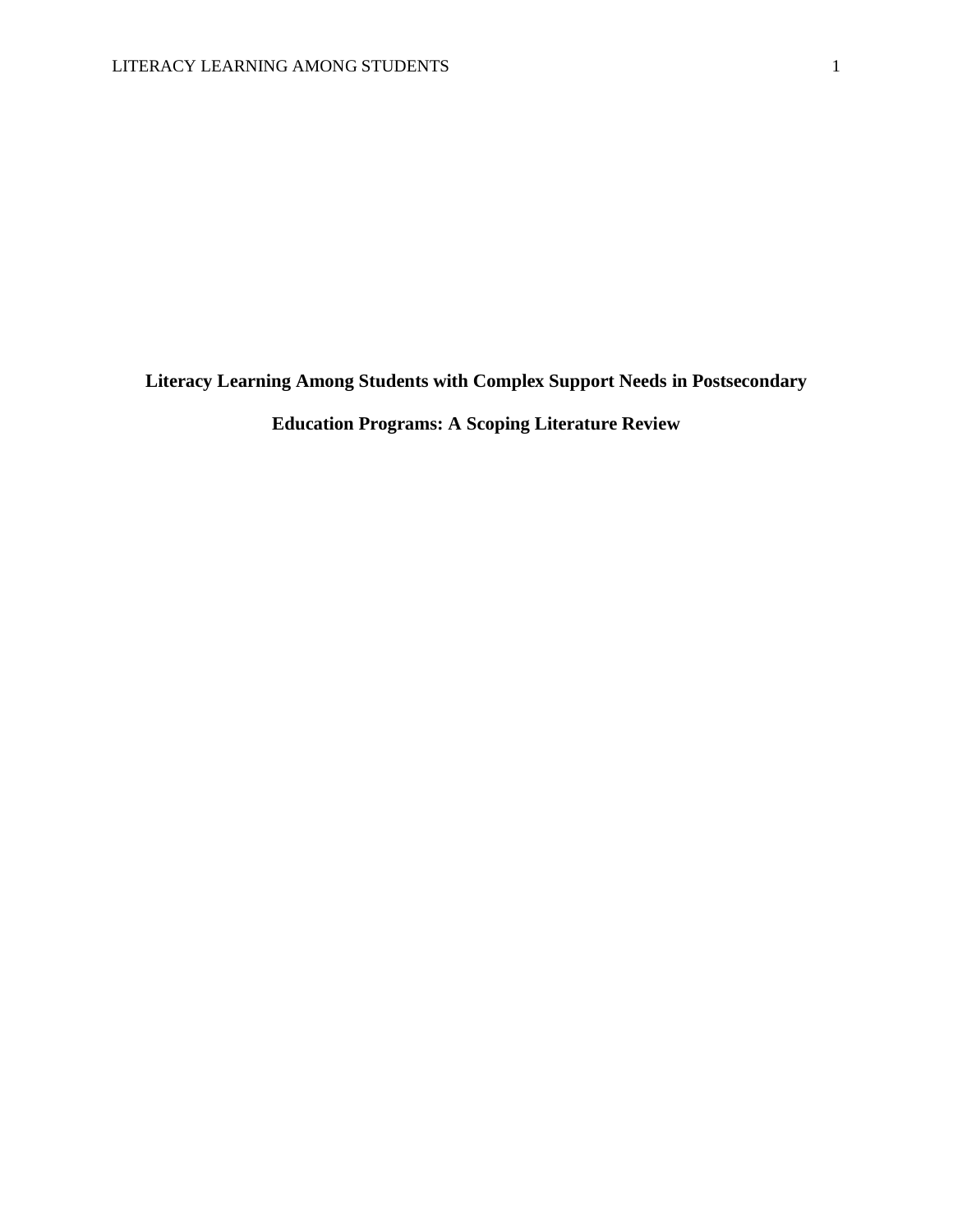# Literacy Learning Among Students with Complex Support Needs in Postsecondary Education Programs: A Scoping Literature Review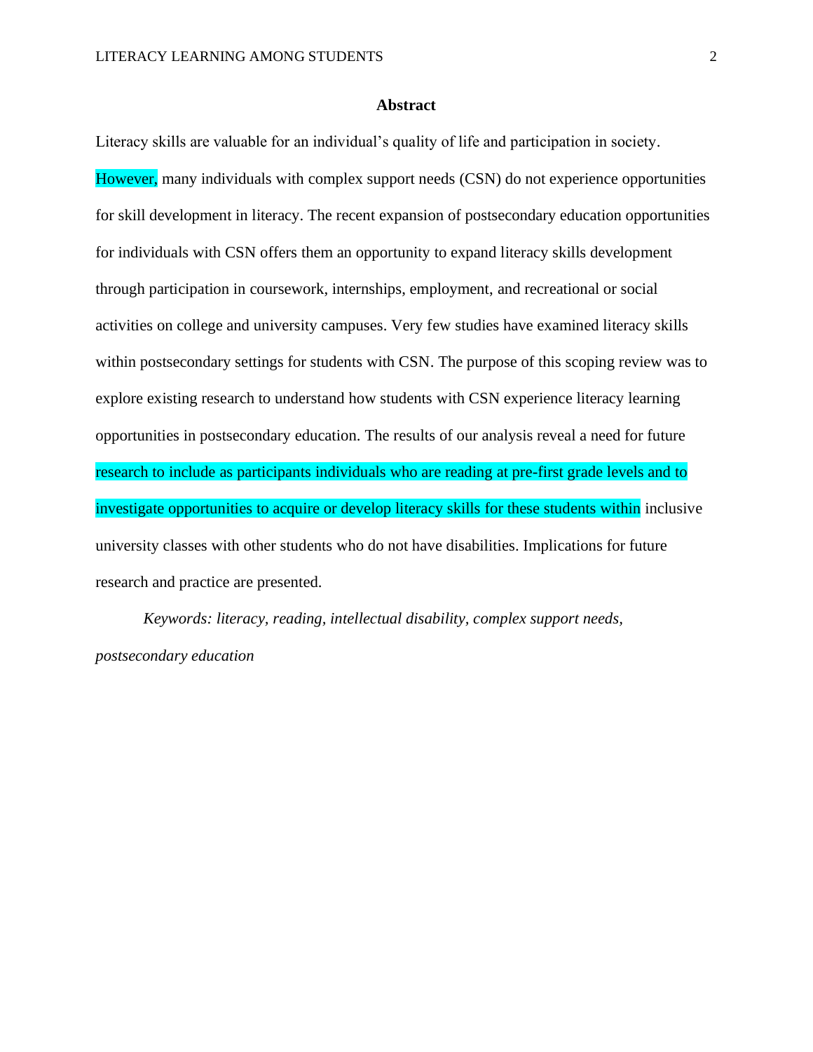## Abstract

Literacy skills are valuable for an individual's quality of life and participation in society. However, many individuals with complex support needs (CSN) do not experience opportunities for skill development in literacy. The recent expansion of postsecondary education opportunities for individuals with CSN offers them an opportunity to expand literacy skills development through participation in coursework, internships, employment, and recreational or social activities on college and university campuses. Very few studies have examined literacy skills within postsecondary settings for students with CSN. The purpose of this scoping review was to explore existing research to understand how students with CSN experience literacy learning opportunities in postsecondary education. The results of our analysis reveal a need for future research to include as participants individuals who are reading at pre-first grade levels and to investigate opportunities to acquire or develop literacy skills for these students within inclusive university classes with other students who do not have disabilities. Implications for future research and practice are presented.

*Keywords: literacy, reading, intellectual disability, complex support needs, postsecondary education*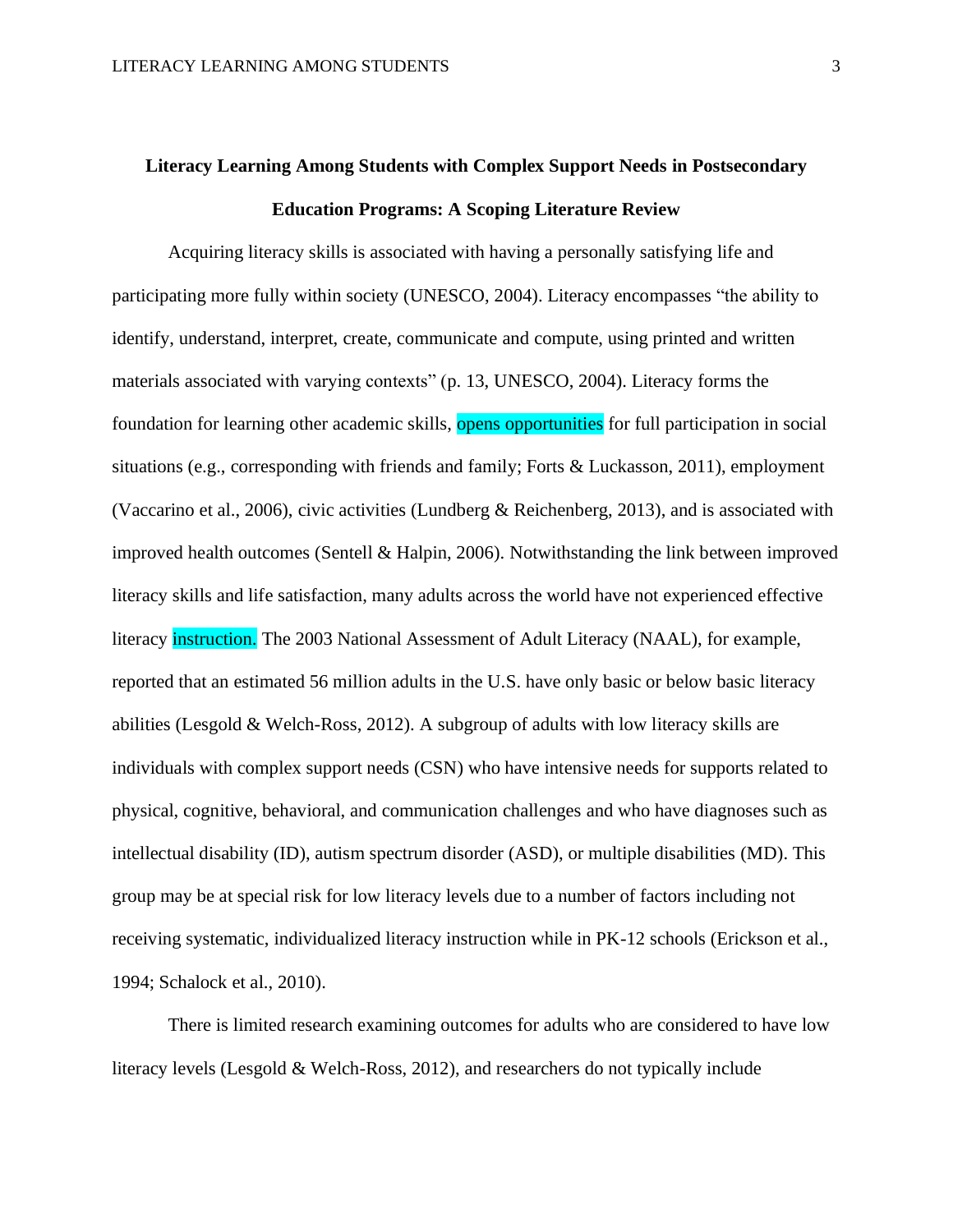**Literacy Learning Among Students with Complex Support Needs in Postsecondary Education Programs: A Scoping Literature Review**

Acquiring literacy skills is associated with having a personally satisfying life and participating more fully within society (UNESCO, 2004). Literacy encompasses "the ability to identify, understand, interpret, create, communicate and compute, using printed and written materials associated with varying contexts" (p. 13, UNESCO, 2004). Literacy forms the foundation for learning other academic skills, opens opportunities for full participation in social situations (e.g., corresponding with friends and family; Forts & Luckasson, 2011), employment (Vaccarino et al., 2006), civic activities (Lundberg & Reichenberg, 2013), and is associated with improved health outcomes (Sentell & Halpin, 2006). Notwithstanding the link between improved literacy skills and life satisfaction, many adults across the world have not experienced effective literacy instruction. The 2003 National Assessment of Adult Literacy (NAAL), for example, reported that an estimated 56 million adults in the U.S. have only basic or below basic literacy abilities (Lesgold & Welch-Ross, 2012). A subgroup of adults with low literacy skills are individuals with complex support needs (CSN) who have intensive needs for supports related to physical, cognitive, behavioral, and communication challenges and who have diagnoses such as intellectual disability (ID), autism spectrum disorder (ASD), or multiple disabilities (MD). This group may be at special risk for low literacy levels due to a number of factors including not receiving systematic, individualized literacy instruction while in PK-12 schools (Erickson et al., 1994; Schalock et al., 2010).

There is limited research examining outcomes for adults who are considered to have low literacy levels (Lesgold & Welch-Ross, 2012), and researchers do not typically include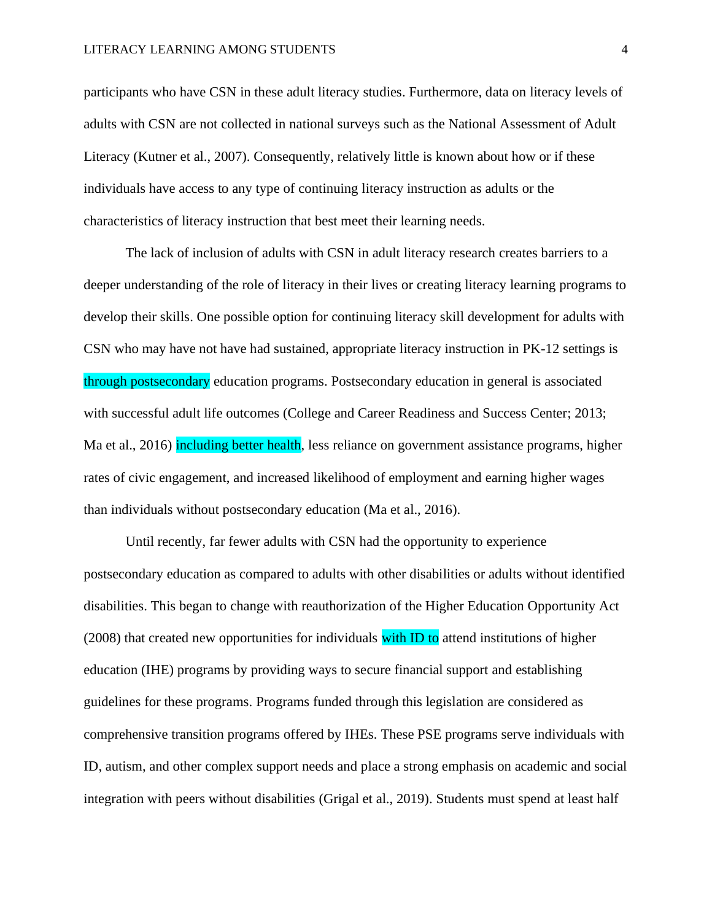participants who have CSN in these adult literacy studies. Furthermore, data on literacy levels of adults with CSN are not collected in national surveys such as the National Assessment of Adult Literacy (Kutner et al., 2007). Consequently, relatively little is known about how or if these individuals have access to any type of continuing literacy instruction as adults or the characteristics of literacy instruction that best meet their learning needs.

The lack of inclusion of adults with CSN in adult literacy research creates barriers to a deeper understanding of the role of literacy in their lives or creating literacy learning programs to develop their skills. One possible option for continuing literacy skill development for adults with CSN who may have not have had sustained, appropriate literacy instruction in PK-12 settings is through postsecondary education programs. Postsecondary education in general is associated with successful adult life outcomes (College and Career Readiness and Success Center; 2013; Ma et al., 2016) including better health, less reliance on government assistance programs, higher rates of civic engagement, and increased likelihood of employment and earning higher wages than individuals without postsecondary education (Ma et al., 2016).

Until recently, far fewer adults with CSN had the opportunity to experience postsecondary education as compared to adults with other disabilities or adults without identified disabilities. This began to change with reauthorization of the Higher Education Opportunity Act (2008) that created new opportunities for individuals with ID to attend institutions of higher education (IHE) programs by providing ways to secure financial support and establishing guidelines for these programs. Programs funded through this legislation are considered as comprehensive transition programs offered by IHEs. These PSE programs serve individuals with ID, autism, and other complex support needs and place a strong emphasis on academic and social integration with peers without disabilities (Grigal et al., 2019). Students must spend at least half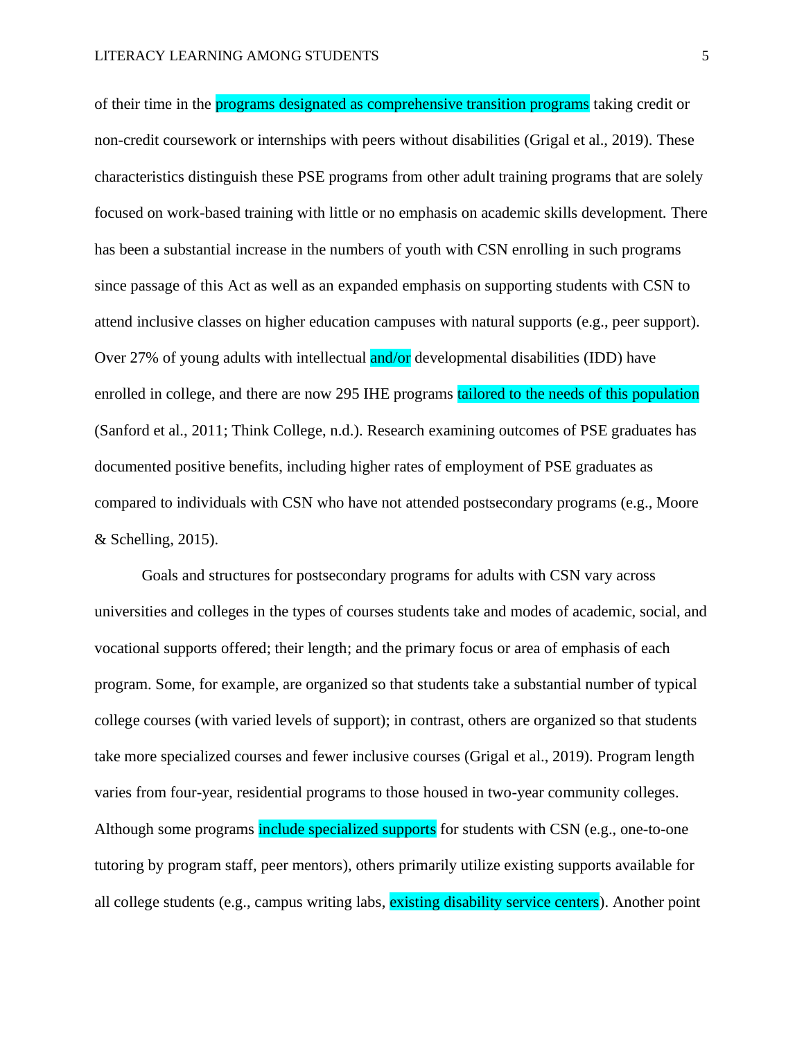of their time in the programs designated as comprehensive transition programs taking credit or non-credit coursework or internships with peers without disabilities (Grigal et al., 2019). These characteristics distinguish these PSE programs from other adult training programs that are solely focused on work-based training with little or no emphasis on academic skills development. There has been a substantial increase in the numbers of youth with CSN enrolling in such programs since passage of this Act as well as an expanded emphasis on supporting students with CSN to attend inclusive classes on higher education campuses with natural supports (e.g., peer support). Over 27% of young adults with intellectual and/or developmental disabilities (IDD) have enrolled in college, and there are now 295 IHE programs tailored to the needs of this population (Sanford et al., 2011; Think College, n.d.). Research examining outcomes of PSE graduates has documented positive benefits, including higher rates of employment of PSE graduates as compared to individuals with CSN who have not attended postsecondary programs (e.g., Moore & Schelling, 2015).

Goals and structures for postsecondary programs for adults with CSN vary across universities and colleges in the types of courses students take and modes of academic, social, and vocational supports offered; their length; and the primary focus or area of emphasis of each program. Some, for example, are organized so that students take a substantial number of typical college courses (with varied levels of support); in contrast, others are organized so that students take more specialized courses and fewer inclusive courses (Grigal et al., 2019). Program length varies from four-year, residential programs to those housed in two-year community colleges. Although some programs include specialized supports for students with CSN (e.g., one-to-one tutoring by program staff, peer mentors), others primarily utilize existing supports available for all college students (e.g., campus writing labs, existing disability service centers). Another point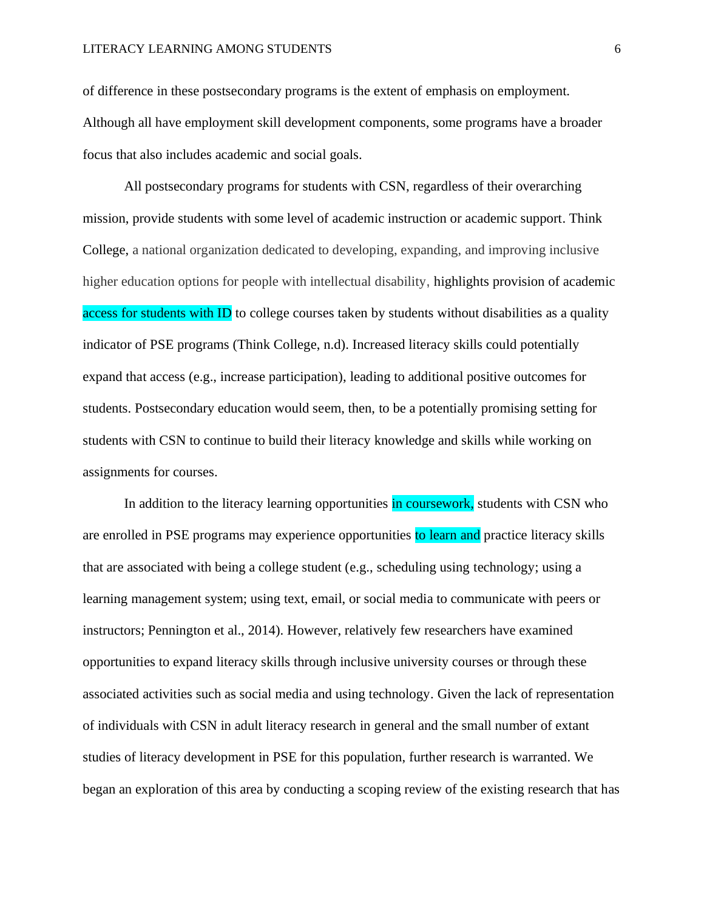of difference in these postsecondary programs is the extent of emphasis on employment. Although all have employment skill development components, some programs have a broader focus that also includes academic and social goals.

All postsecondary programs for students with CSN, regardless of their overarching mission, provide students with some level of academic instruction or academic support. Think College, a national organization dedicated to developing, expanding, and improving inclusive higher education options for people with intellectual disability, highlights provision of academic access for students with ID to college courses taken by students without disabilities as a quality indicator of PSE programs (Think College, n.d). Increased literacy skills could potentially expand that access (e.g., increase participation), leading to additional positive outcomes for students. Postsecondary education would seem, then, to be a potentially promising setting for students with CSN to continue to build their literacy knowledge and skills while working on assignments for courses.

In addition to the literacy learning opportunities in coursework, students with CSN who are enrolled in PSE programs may experience opportunities to learn and practice literacy skills that are associated with being a college student (e.g., scheduling using technology; using a learning management system; using text, email, or social media to communicate with peers or instructors; Pennington et al., 2014). However, relatively few researchers have examined opportunities to expand literacy skills through inclusive university courses or through these associated activities such as social media and using technology. Given the lack of representation of individuals with CSN in adult literacy research in general and the small number of extant studies of literacy development in PSE for this population, further research is warranted. We began an exploration of this area by conducting a scoping review of the existing research that has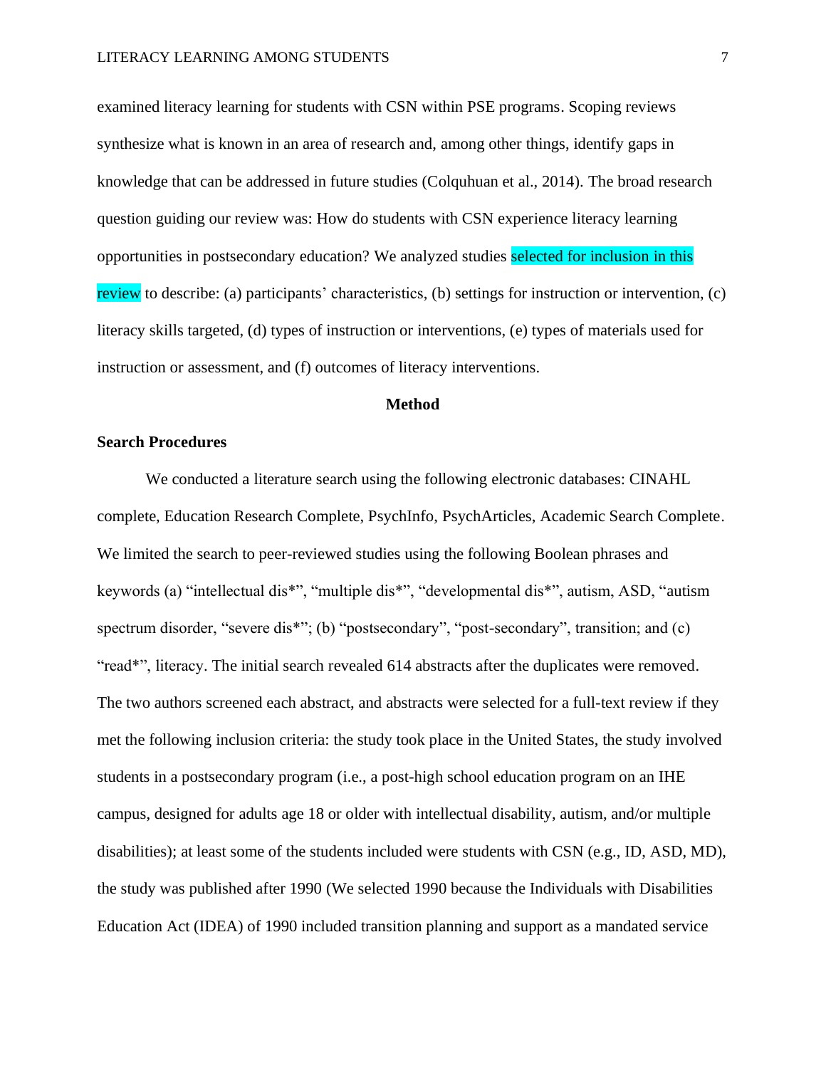examined literacy learning for students with CSN within PSE programs. Scoping reviews synthesize what is known in an area of research and, among other things, identify gaps in knowledge that can be addressed in future studies (Colquhuan et al., 2014). The broad research question guiding our review was: How do students with CSN experience literacy learning opportunities in postsecondary education? We analyzed studies selected for inclusion in this review to describe: (a) participants' characteristics, (b) settings for instruction or intervention, (c) literacy skills targeted, (d) types of instruction or interventions, (e) types of materials used for instruction or assessment, and (f) outcomes of literacy interventions.

## Method

### Search Procedures

We conducted a literature search using the following electronic databases: CINAHL complete, Education Research Complete, PsychInfo, PsychArticles, Academic Search Complete. We limited the search to peer-reviewed studies using the following Boolean phrases and keywords (a) "intellectual dis*", "multiple dis*", "developmental dis*", autism, ASD, "autism spectrum disorder, "severe dis*"; (b) "postsecondary", "post-secondary", transition; and (c) "read*", literacy. The initial search revealed 614 abstracts after the duplicates were removed. The two authors screened each abstract, and abstracts were selected for a full-text review if they met the following inclusion criteria: the study took place in the United States, the study involved students in a postsecondary program (i.e., a post-high school education program on an IHE campus, designed for adults age 18 or older with intellectual disability, autism, and/or multiple disabilities); at least some of the students included were students with CSN (e.g., ID, ASD, MD), the study was published after 1990 (We selected 1990 because the Individuals with Disabilities Education Act (IDEA) of 1990 included transition planning and support as a mandated service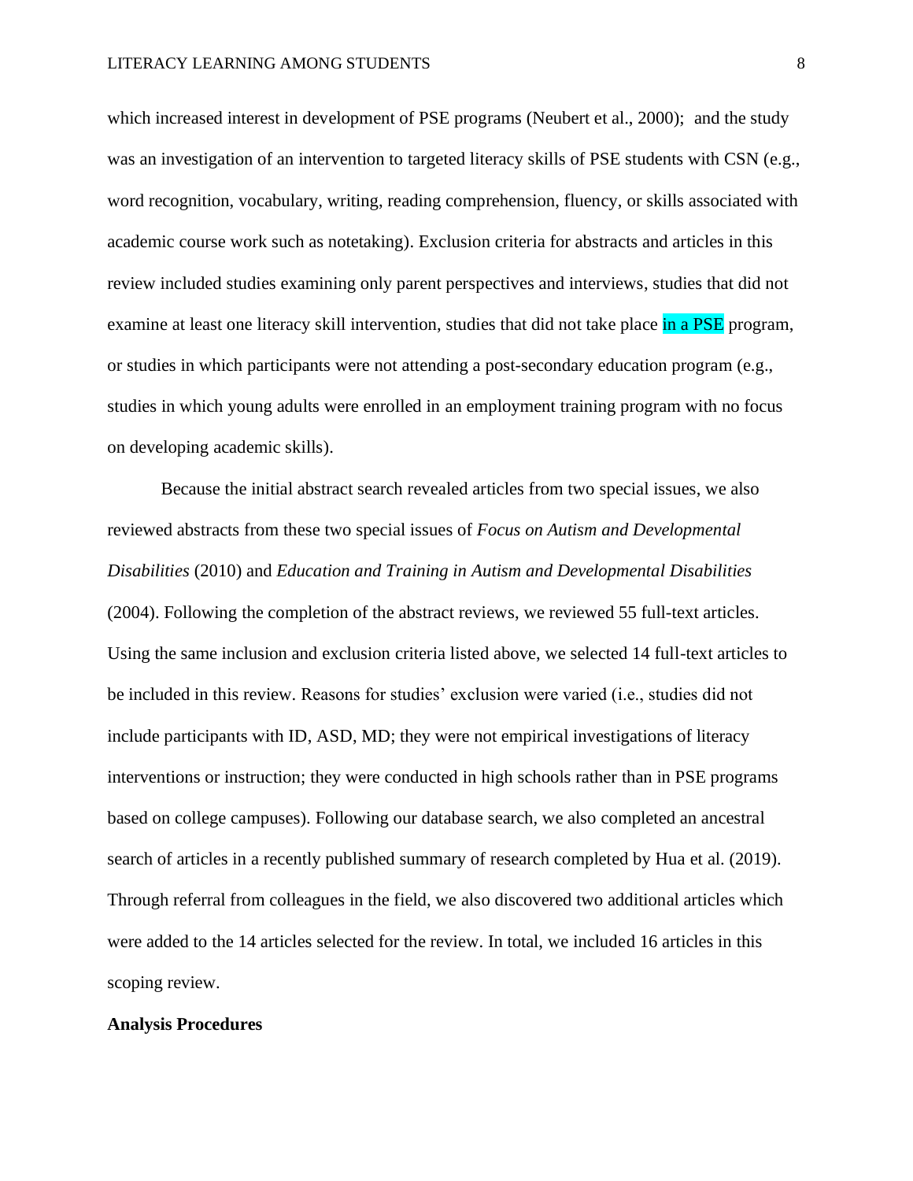which increased interest in development of PSE programs (Neubert et al., 2000);  and the study was an investigation of an intervention to targeted literacy skills of PSE students with CSN (e.g., word recognition, vocabulary, writing, reading comprehension, fluency, or skills associated with academic course work such as notetaking). Exclusion criteria for abstracts and articles in this review included studies examining only parent perspectives and interviews, studies that did not examine at least one literacy skill intervention, studies that did not take place in a PSE program, or studies in which participants were not attending a post-secondary education program (e.g., studies in which young adults were enrolled in an employment training program with no focus on developing academic skills).

Because the initial abstract search revealed articles from two special issues, we also reviewed abstracts from these two special issues of *Focus on Autism and Developmental Disabilities* (2010) and *Education and Training in Autism and Developmental Disabilities* (2004). Following the completion of the abstract reviews, we reviewed 55 full-text articles. Using the same inclusion and exclusion criteria listed above, we selected 14 full-text articles to be included in this review. Reasons for studies' exclusion were varied (i.e., studies did not include participants with ID, ASD, MD; they were not empirical investigations of literacy interventions or instruction; they were conducted in high schools rather than in PSE programs based on college campuses). Following our database search, we also completed an ancestral search of articles in a recently published summary of research completed by Hua et al. (2019). Through referral from colleagues in the field, we also discovered two additional articles which were added to the 14 articles selected for the review. In total, we included 16 articles in this scoping review.

**Analysis Procedures**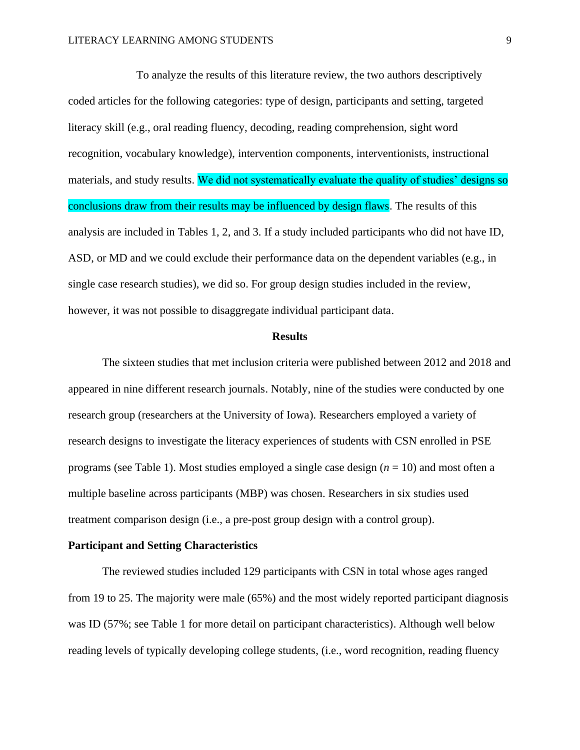To analyze the results of this literature review, the two authors descriptively coded articles for the following categories: type of design, participants and setting, targeted literacy skill (e.g., oral reading fluency, decoding, reading comprehension, sight word recognition, vocabulary knowledge), intervention components, interventionists, instructional materials, and study results. We did not systematically evaluate the quality of studies' designs so conclusions draw from their results may be influenced by design flaws. The results of this analysis are included in Tables 1, 2, and 3. If a study included participants who did not have ID, ASD, or MD and we could exclude their performance data on the dependent variables (e.g., in single case research studies), we did so. For group design studies included in the review, however, it was not possible to disaggregate individual participant data.

## Results

The sixteen studies that met inclusion criteria were published between 2012 and 2018 and appeared in nine different research journals. Notably, nine of the studies were conducted by one research group (researchers at the University of Iowa). Researchers employed a variety of research designs to investigate the literacy experiences of students with CSN enrolled in PSE programs (see Table 1). Most studies employed a single case design ($n = 10$) and most often a multiple baseline across participants (MBP) was chosen. Researchers in six studies used treatment comparison design (i.e., a pre-post group design with a control group).

### Participant and Setting Characteristics

The reviewed studies included 129 participants with CSN in total whose ages ranged from 19 to 25. The majority were male (65%) and the most widely reported participant diagnosis was ID (57%; see Table 1 for more detail on participant characteristics). Although well below reading levels of typically developing college students, (i.e., word recognition, reading fluency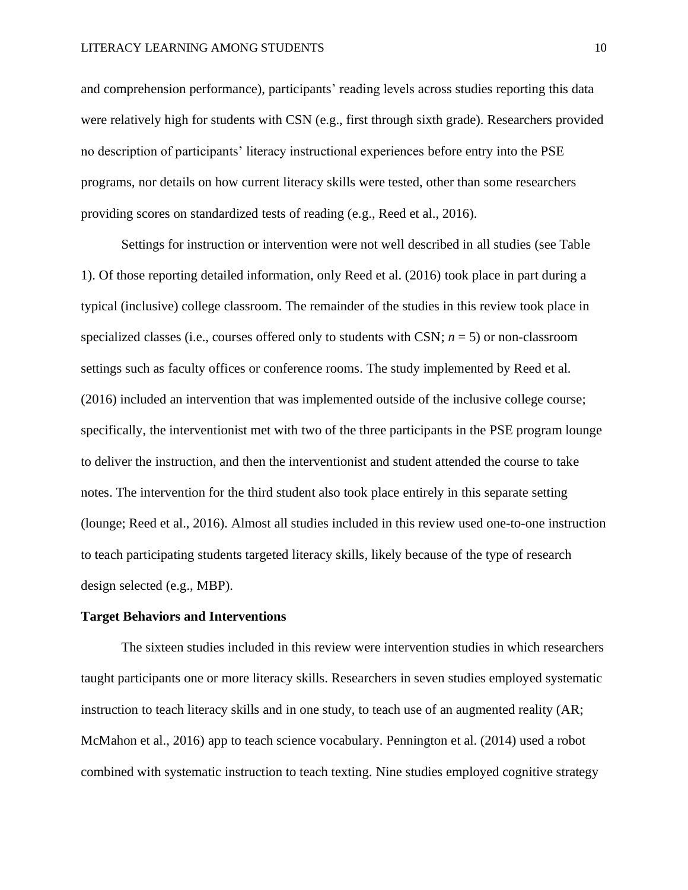and comprehension performance), participants' reading levels across studies reporting this data were relatively high for students with CSN (e.g., first through sixth grade). Researchers provided no description of participants' literacy instructional experiences before entry into the PSE programs, nor details on how current literacy skills were tested, other than some researchers providing scores on standardized tests of reading (e.g., Reed et al., 2016).

Settings for instruction or intervention were not well described in all studies (see Table 1). Of those reporting detailed information, only Reed et al. (2016) took place in part during a typical (inclusive) college classroom. The remainder of the studies in this review took place in specialized classes (i.e., courses offered only to students with CSN; *n* = 5) or non-classroom settings such as faculty offices or conference rooms. The study implemented by Reed et al. (2016) included an intervention that was implemented outside of the inclusive college course; specifically, the interventionist met with two of the three participants in the PSE program lounge to deliver the instruction, and then the interventionist and student attended the course to take notes. The intervention for the third student also took place entirely in this separate setting (lounge; Reed et al., 2016). Almost all studies included in this review used one-to-one instruction to teach participating students targeted literacy skills, likely because of the type of research design selected (e.g., MBP).

**Target Behaviors and Interventions**

The sixteen studies included in this review were intervention studies in which researchers taught participants one or more literacy skills. Researchers in seven studies employed systematic instruction to teach literacy skills and in one study, to teach use of an augmented reality (AR; McMahon et al., 2016) app to teach science vocabulary. Pennington et al. (2014) used a robot combined with systematic instruction to teach texting. Nine studies employed cognitive strategy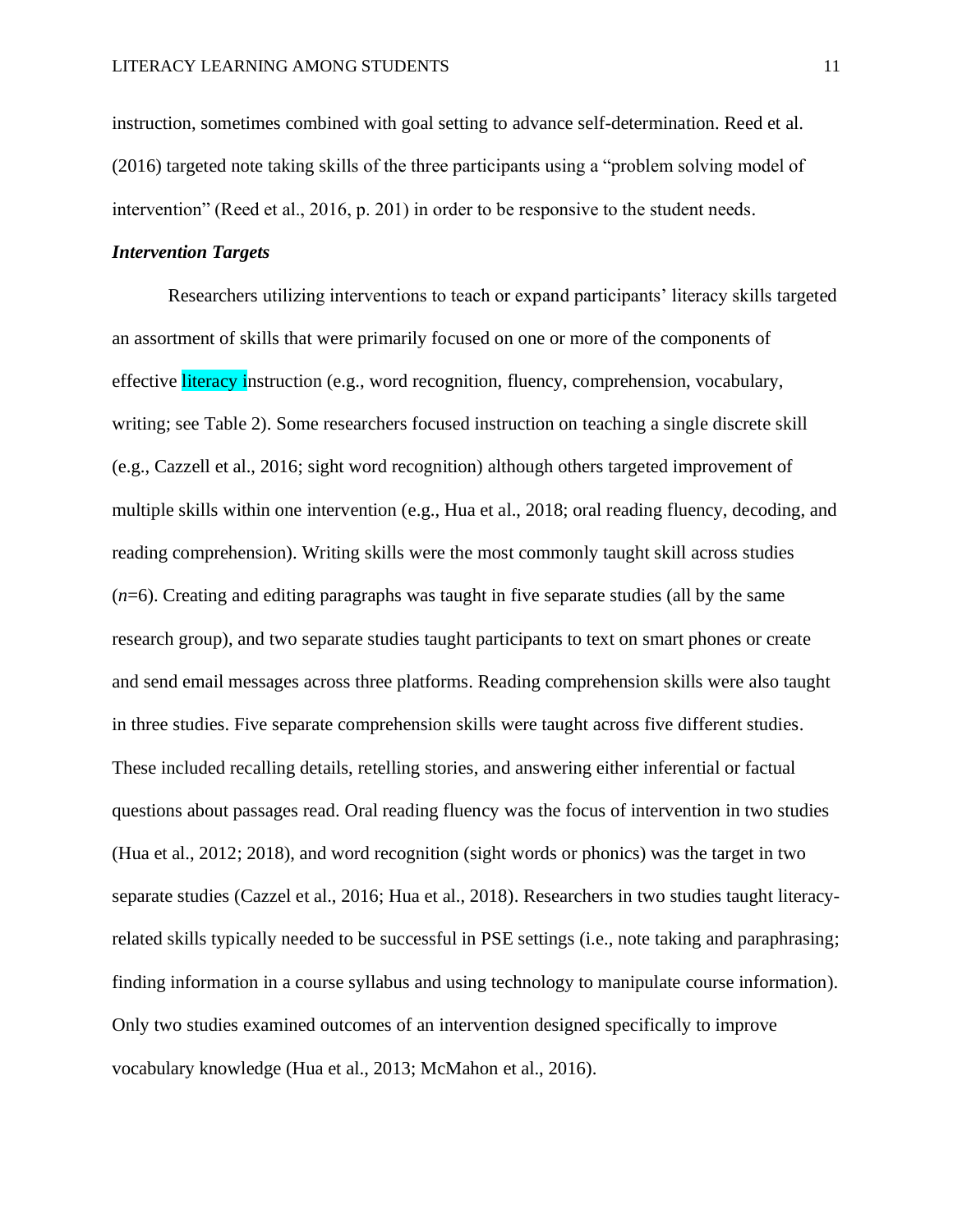instruction, sometimes combined with goal setting to advance self-determination. Reed et al. (2016) targeted note taking skills of the three participants using a "problem solving model of intervention" (Reed et al., 2016, p. 201) in order to be responsive to the student needs.

***Intervention Targets***

Researchers utilizing interventions to teach or expand participants' literacy skills targeted an assortment of skills that were primarily focused on one or more of the components of effective literacy instruction (e.g., word recognition, fluency, comprehension, vocabulary, writing; see Table 2). Some researchers focused instruction on teaching a single discrete skill (e.g., Cazzell et al., 2016; sight word recognition) although others targeted improvement of multiple skills within one intervention (e.g., Hua et al., 2018; oral reading fluency, decoding, and reading comprehension). Writing skills were the most commonly taught skill across studies (*n*=6). Creating and editing paragraphs was taught in five separate studies (all by the same research group), and two separate studies taught participants to text on smart phones or create and send email messages across three platforms. Reading comprehension skills were also taught in three studies. Five separate comprehension skills were taught across five different studies. These included recalling details, retelling stories, and answering either inferential or factual questions about passages read. Oral reading fluency was the focus of intervention in two studies (Hua et al., 2012; 2018), and word recognition (sight words or phonics) was the target in two separate studies (Cazzel et al., 2016; Hua et al., 2018). Researchers in two studies taught literacy-related skills typically needed to be successful in PSE settings (i.e., note taking and paraphrasing; finding information in a course syllabus and using technology to manipulate course information). Only two studies examined outcomes of an intervention designed specifically to improve vocabulary knowledge (Hua et al., 2013; McMahon et al., 2016).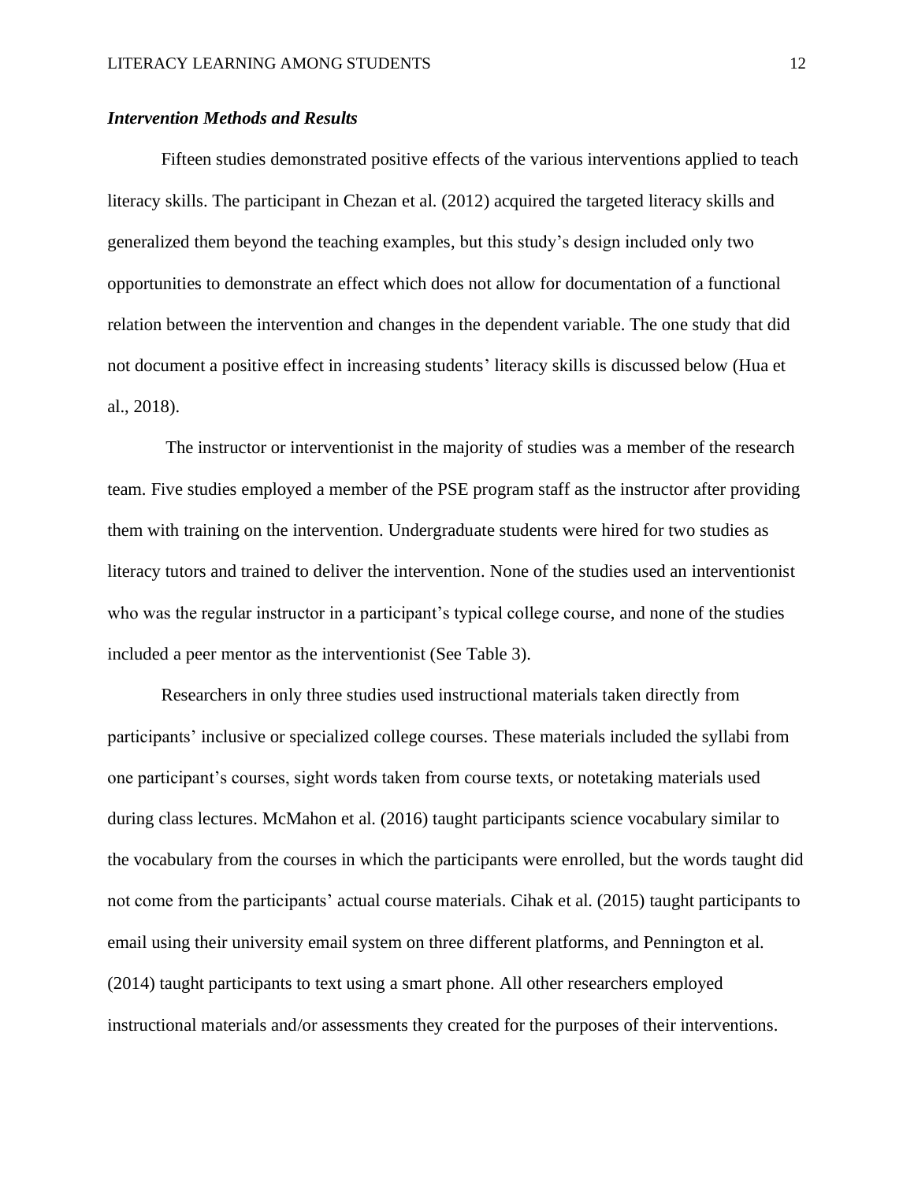### *Intervention Methods and Results*

Fifteen studies demonstrated positive effects of the various interventions applied to teach literacy skills. The participant in Chezan et al. (2012) acquired the targeted literacy skills and generalized them beyond the teaching examples, but this study's design included only two opportunities to demonstrate an effect which does not allow for documentation of a functional relation between the intervention and changes in the dependent variable. The one study that did not document a positive effect in increasing students' literacy skills is discussed below (Hua et al., 2018).

The instructor or interventionist in the majority of studies was a member of the research team. Five studies employed a member of the PSE program staff as the instructor after providing them with training on the intervention. Undergraduate students were hired for two studies as literacy tutors and trained to deliver the intervention. None of the studies used an interventionist who was the regular instructor in a participant's typical college course, and none of the studies included a peer mentor as the interventionist (See Table 3).

Researchers in only three studies used instructional materials taken directly from participants' inclusive or specialized college courses. These materials included the syllabi from one participant's courses, sight words taken from course texts, or notetaking materials used during class lectures. McMahon et al. (2016) taught participants science vocabulary similar to the vocabulary from the courses in which the participants were enrolled, but the words taught did not come from the participants' actual course materials. Cihak et al. (2015) taught participants to email using their university email system on three different platforms, and Pennington et al. (2014) taught participants to text using a smart phone. All other researchers employed instructional materials and/or assessments they created for the purposes of their interventions.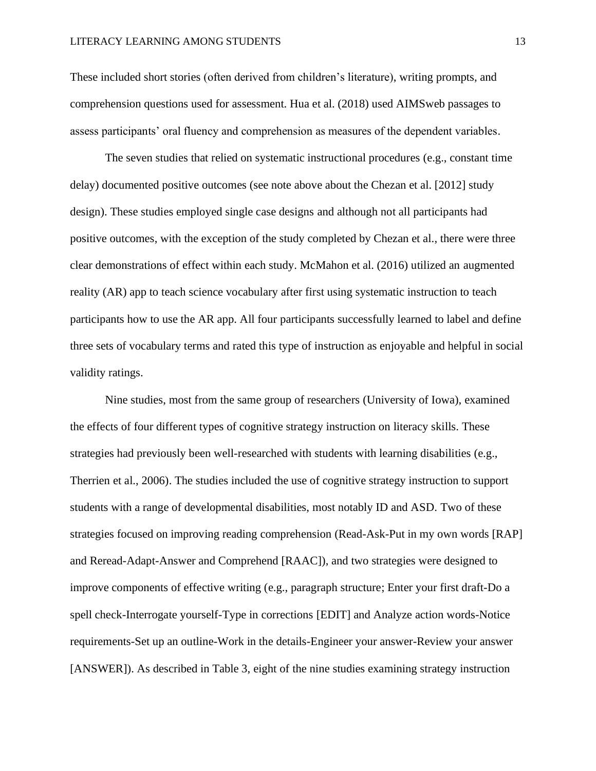These included short stories (often derived from children's literature), writing prompts, and comprehension questions used for assessment. Hua et al. (2018) used AIMSweb passages to assess participants' oral fluency and comprehension as measures of the dependent variables.

The seven studies that relied on systematic instructional procedures (e.g., constant time delay) documented positive outcomes (see note above about the Chezan et al. [2012] study design). These studies employed single case designs and although not all participants had positive outcomes, with the exception of the study completed by Chezan et al., there were three clear demonstrations of effect within each study. McMahon et al. (2016) utilized an augmented reality (AR) app to teach science vocabulary after first using systematic instruction to teach participants how to use the AR app. All four participants successfully learned to label and define three sets of vocabulary terms and rated this type of instruction as enjoyable and helpful in social validity ratings.

Nine studies, most from the same group of researchers (University of Iowa), examined the effects of four different types of cognitive strategy instruction on literacy skills. These strategies had previously been well-researched with students with learning disabilities (e.g., Therrien et al., 2006). The studies included the use of cognitive strategy instruction to support students with a range of developmental disabilities, most notably ID and ASD. Two of these strategies focused on improving reading comprehension (Read-Ask-Put in my own words [RAP] and Reread-Adapt-Answer and Comprehend [RAAC]), and two strategies were designed to improve components of effective writing (e.g., paragraph structure; Enter your first draft-Do a spell check-Interrogate yourself-Type in corrections [EDIT] and Analyze action words-Notice requirements-Set up an outline-Work in the details-Engineer your answer-Review your answer [ANSWER]). As described in Table 3, eight of the nine studies examining strategy instruction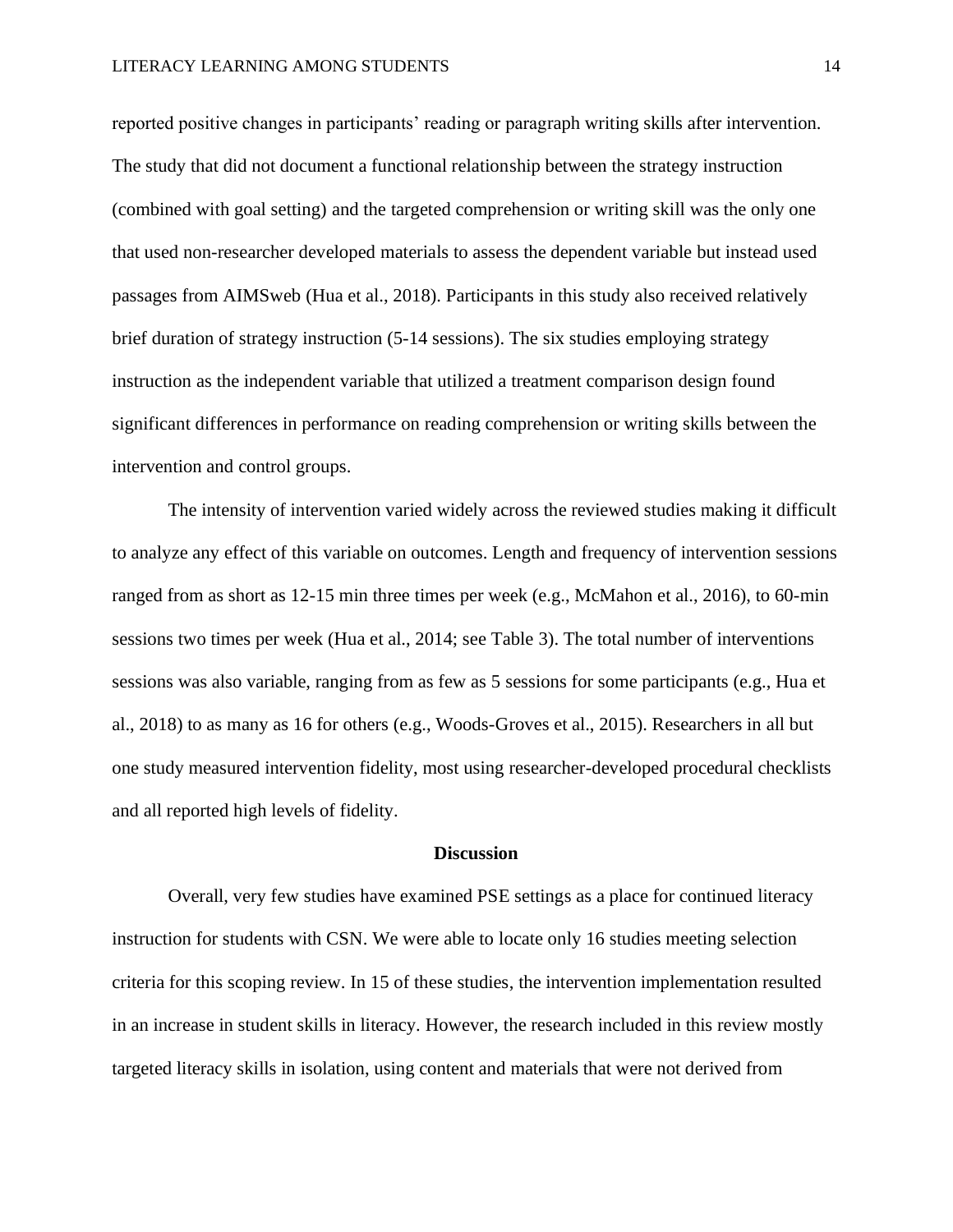reported positive changes in participants' reading or paragraph writing skills after intervention. The study that did not document a functional relationship between the strategy instruction (combined with goal setting) and the targeted comprehension or writing skill was the only one that used non-researcher developed materials to assess the dependent variable but instead used passages from AIMSweb (Hua et al., 2018). Participants in this study also received relatively brief duration of strategy instruction (5-14 sessions). The six studies employing strategy instruction as the independent variable that utilized a treatment comparison design found significant differences in performance on reading comprehension or writing skills between the intervention and control groups.

The intensity of intervention varied widely across the reviewed studies making it difficult to analyze any effect of this variable on outcomes. Length and frequency of intervention sessions ranged from as short as 12-15 min three times per week (e.g., McMahon et al., 2016), to 60-min sessions two times per week (Hua et al., 2014; see Table 3). The total number of interventions sessions was also variable, ranging from as few as 5 sessions for some participants (e.g., Hua et al., 2018) to as many as 16 for others (e.g., Woods-Groves et al., 2015). Researchers in all but one study measured intervention fidelity, most using researcher-developed procedural checklists and all reported high levels of fidelity.

## Discussion

Overall, very few studies have examined PSE settings as a place for continued literacy instruction for students with CSN. We were able to locate only 16 studies meeting selection criteria for this scoping review. In 15 of these studies, the intervention implementation resulted in an increase in student skills in literacy. However, the research included in this review mostly targeted literacy skills in isolation, using content and materials that were not derived from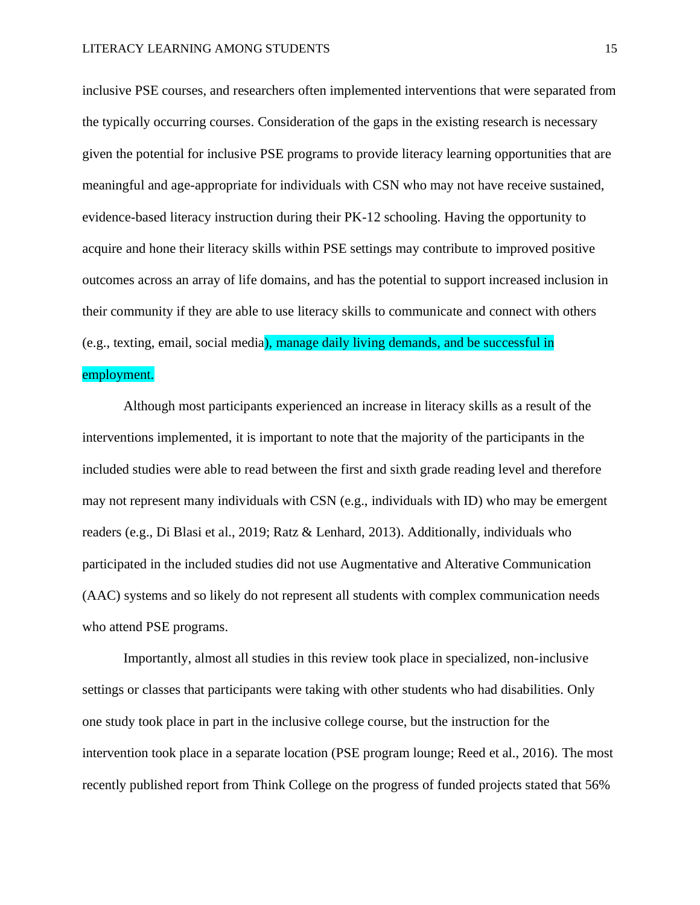inclusive PSE courses, and researchers often implemented interventions that were separated from the typically occurring courses. Consideration of the gaps in the existing research is necessary given the potential for inclusive PSE programs to provide literacy learning opportunities that are meaningful and age-appropriate for individuals with CSN who may not have receive sustained, evidence-based literacy instruction during their PK-12 schooling. Having the opportunity to acquire and hone their literacy skills within PSE settings may contribute to improved positive outcomes across an array of life domains, and has the potential to support increased inclusion in their community if they are able to use literacy skills to communicate and connect with others (e.g., texting, email, social media), manage daily living demands, and be successful in employment.

Although most participants experienced an increase in literacy skills as a result of the interventions implemented, it is important to note that the majority of the participants in the included studies were able to read between the first and sixth grade reading level and therefore may not represent many individuals with CSN (e.g., individuals with ID) who may be emergent readers (e.g., Di Blasi et al., 2019; Ratz & Lenhard, 2013). Additionally, individuals who participated in the included studies did not use Augmentative and Alterative Communication (AAC) systems and so likely do not represent all students with complex communication needs who attend PSE programs.

Importantly, almost all studies in this review took place in specialized, non-inclusive settings or classes that participants were taking with other students who had disabilities. Only one study took place in part in the inclusive college course, but the instruction for the intervention took place in a separate location (PSE program lounge; Reed et al., 2016). The most recently published report from Think College on the progress of funded projects stated that 56%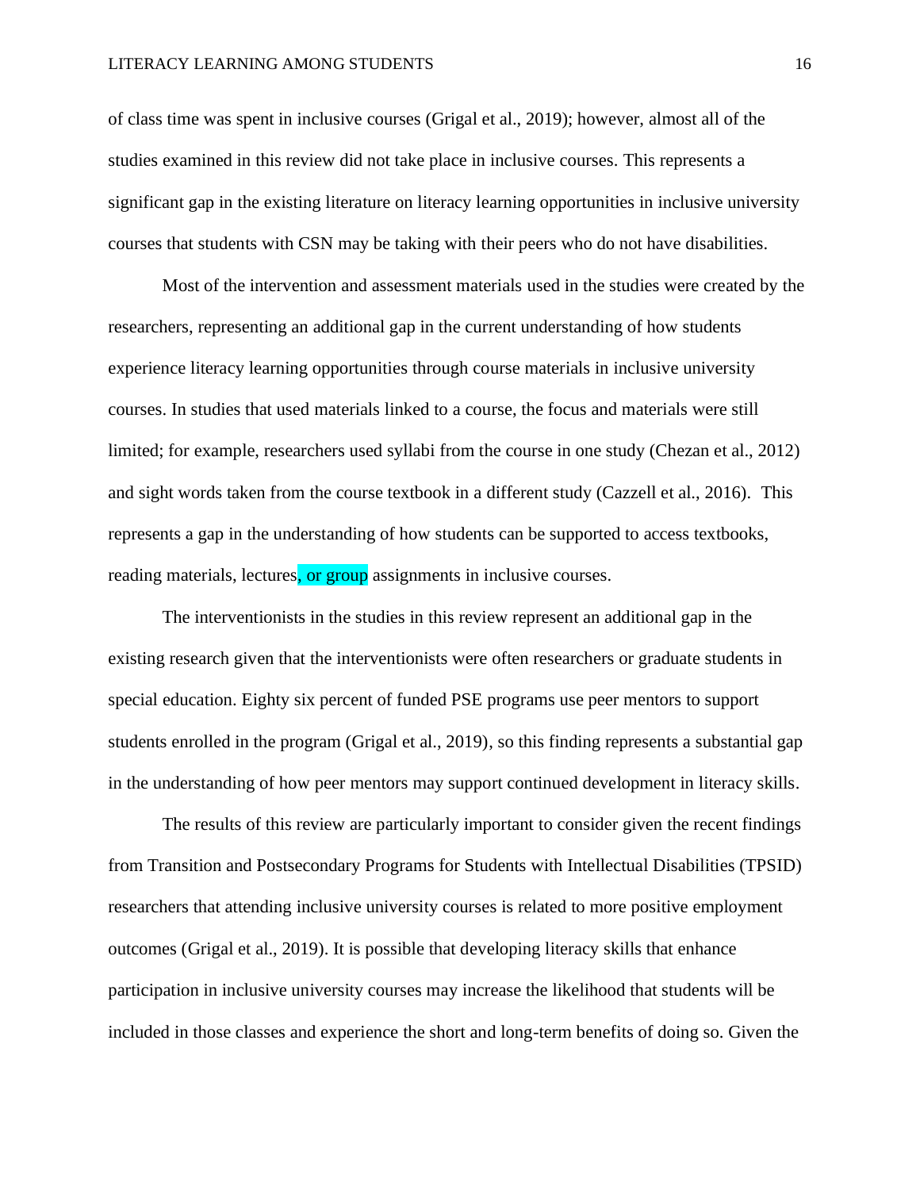of class time was spent in inclusive courses (Grigal et al., 2019); however, almost all of the studies examined in this review did not take place in inclusive courses. This represents a significant gap in the existing literature on literacy learning opportunities in inclusive university courses that students with CSN may be taking with their peers who do not have disabilities.

Most of the intervention and assessment materials used in the studies were created by the researchers, representing an additional gap in the current understanding of how students experience literacy learning opportunities through course materials in inclusive university courses. In studies that used materials linked to a course, the focus and materials were still limited; for example, researchers used syllabi from the course in one study (Chezan et al., 2012) and sight words taken from the course textbook in a different study (Cazzell et al., 2016). This represents a gap in the understanding of how students can be supported to access textbooks, reading materials, lectures, or group assignments in inclusive courses.

The interventionists in the studies in this review represent an additional gap in the existing research given that the interventionists were often researchers or graduate students in special education. Eighty six percent of funded PSE programs use peer mentors to support students enrolled in the program (Grigal et al., 2019), so this finding represents a substantial gap in the understanding of how peer mentors may support continued development in literacy skills.

The results of this review are particularly important to consider given the recent findings from Transition and Postsecondary Programs for Students with Intellectual Disabilities (TPSID) researchers that attending inclusive university courses is related to more positive employment outcomes (Grigal et al., 2019). It is possible that developing literacy skills that enhance participation in inclusive university courses may increase the likelihood that students will be included in those classes and experience the short and long-term benefits of doing so. Given the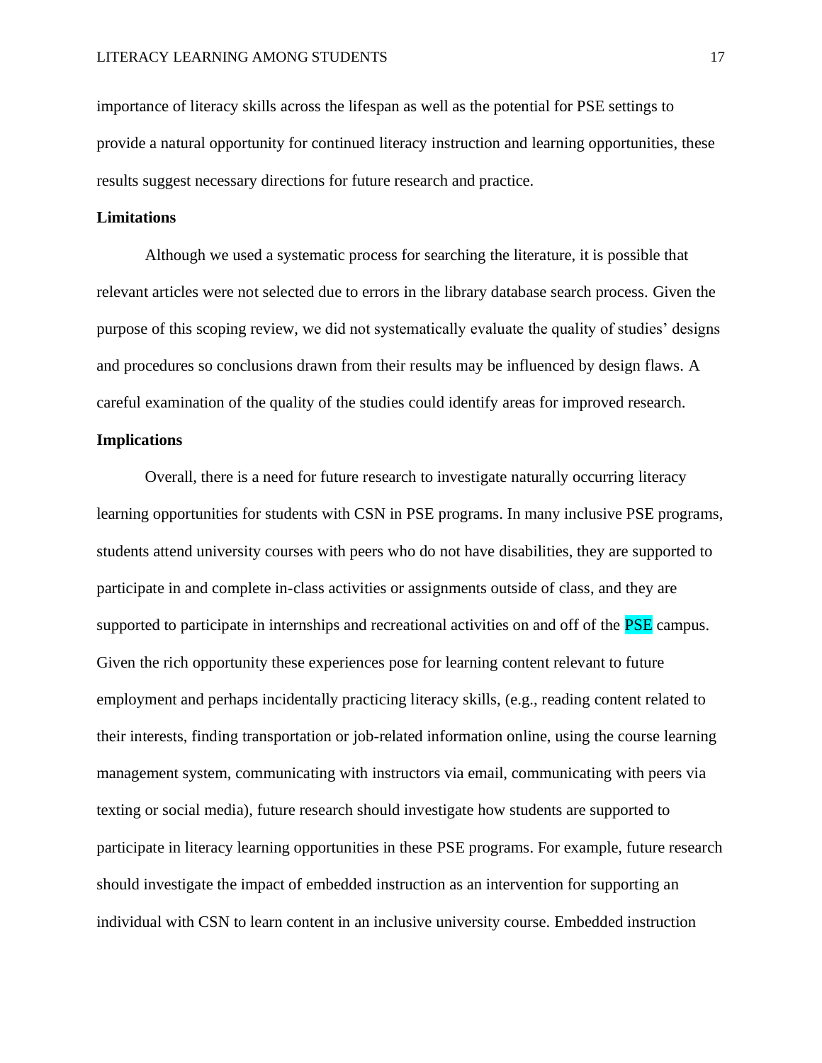importance of literacy skills across the lifespan as well as the potential for PSE settings to provide a natural opportunity for continued literacy instruction and learning opportunities, these results suggest necessary directions for future research and practice.

## Limitations

Although we used a systematic process for searching the literature, it is possible that relevant articles were not selected due to errors in the library database search process. Given the purpose of this scoping review, we did not systematically evaluate the quality of studies' designs and procedures so conclusions drawn from their results may be influenced by design flaws. A careful examination of the quality of the studies could identify areas for improved research.

## Implications

Overall, there is a need for future research to investigate naturally occurring literacy learning opportunities for students with CSN in PSE programs. In many inclusive PSE programs, students attend university courses with peers who do not have disabilities, they are supported to participate in and complete in-class activities or assignments outside of class, and they are supported to participate in internships and recreational activities on and off of the PSE campus. Given the rich opportunity these experiences pose for learning content relevant to future employment and perhaps incidentally practicing literacy skills, (e.g., reading content related to their interests, finding transportation or job-related information online, using the course learning management system, communicating with instructors via email, communicating with peers via texting or social media), future research should investigate how students are supported to participate in literacy learning opportunities in these PSE programs. For example, future research should investigate the impact of embedded instruction as an intervention for supporting an individual with CSN to learn content in an inclusive university course. Embedded instruction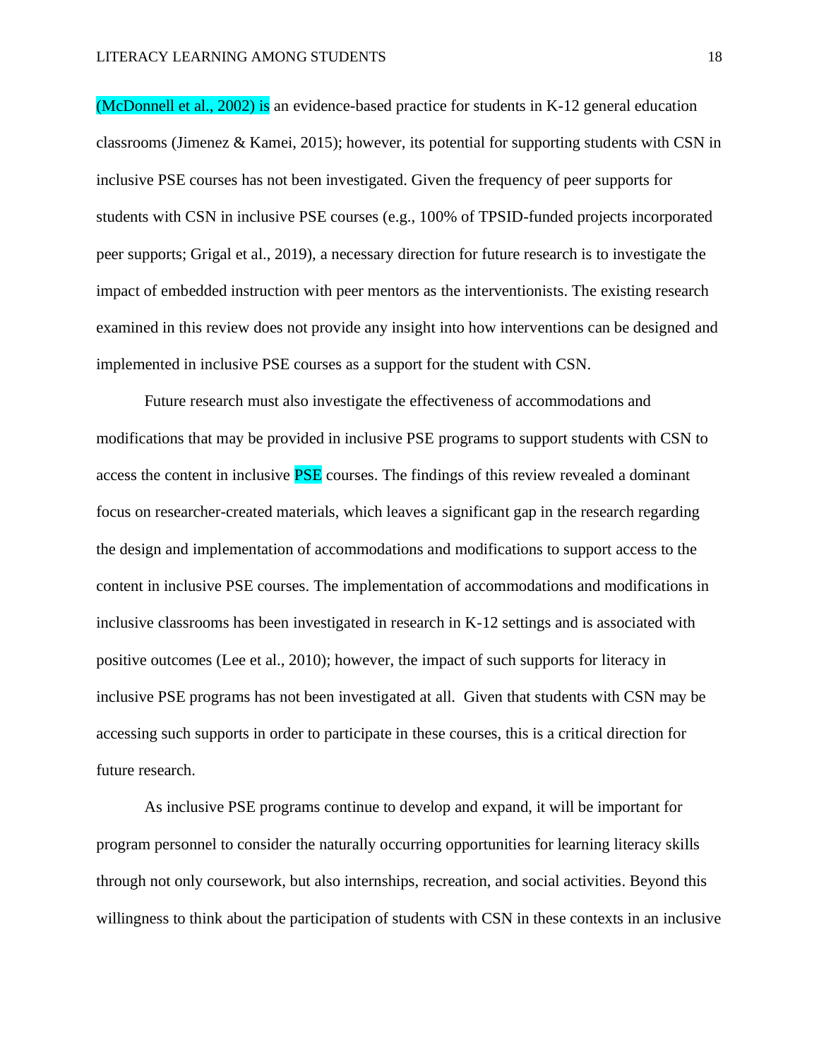(McDonnell et al., 2002) is an evidence-based practice for students in K-12 general education classrooms (Jimenez & Kamei, 2015); however, its potential for supporting students with CSN in inclusive PSE courses has not been investigated. Given the frequency of peer supports for students with CSN in inclusive PSE courses (e.g., 100% of TPSID-funded projects incorporated peer supports; Grigal et al., 2019), a necessary direction for future research is to investigate the impact of embedded instruction with peer mentors as the interventionists. The existing research examined in this review does not provide any insight into how interventions can be designed and implemented in inclusive PSE courses as a support for the student with CSN.

Future research must also investigate the effectiveness of accommodations and modifications that may be provided in inclusive PSE programs to support students with CSN to access the content in inclusive PSE courses. The findings of this review revealed a dominant focus on researcher-created materials, which leaves a significant gap in the research regarding the design and implementation of accommodations and modifications to support access to the content in inclusive PSE courses. The implementation of accommodations and modifications in inclusive classrooms has been investigated in research in K-12 settings and is associated with positive outcomes (Lee et al., 2010); however, the impact of such supports for literacy in inclusive PSE programs has not been investigated at all. Given that students with CSN may be accessing such supports in order to participate in these courses, this is a critical direction for future research.

As inclusive PSE programs continue to develop and expand, it will be important for program personnel to consider the naturally occurring opportunities for learning literacy skills through not only coursework, but also internships, recreation, and social activities. Beyond this willingness to think about the participation of students with CSN in these contexts in an inclusive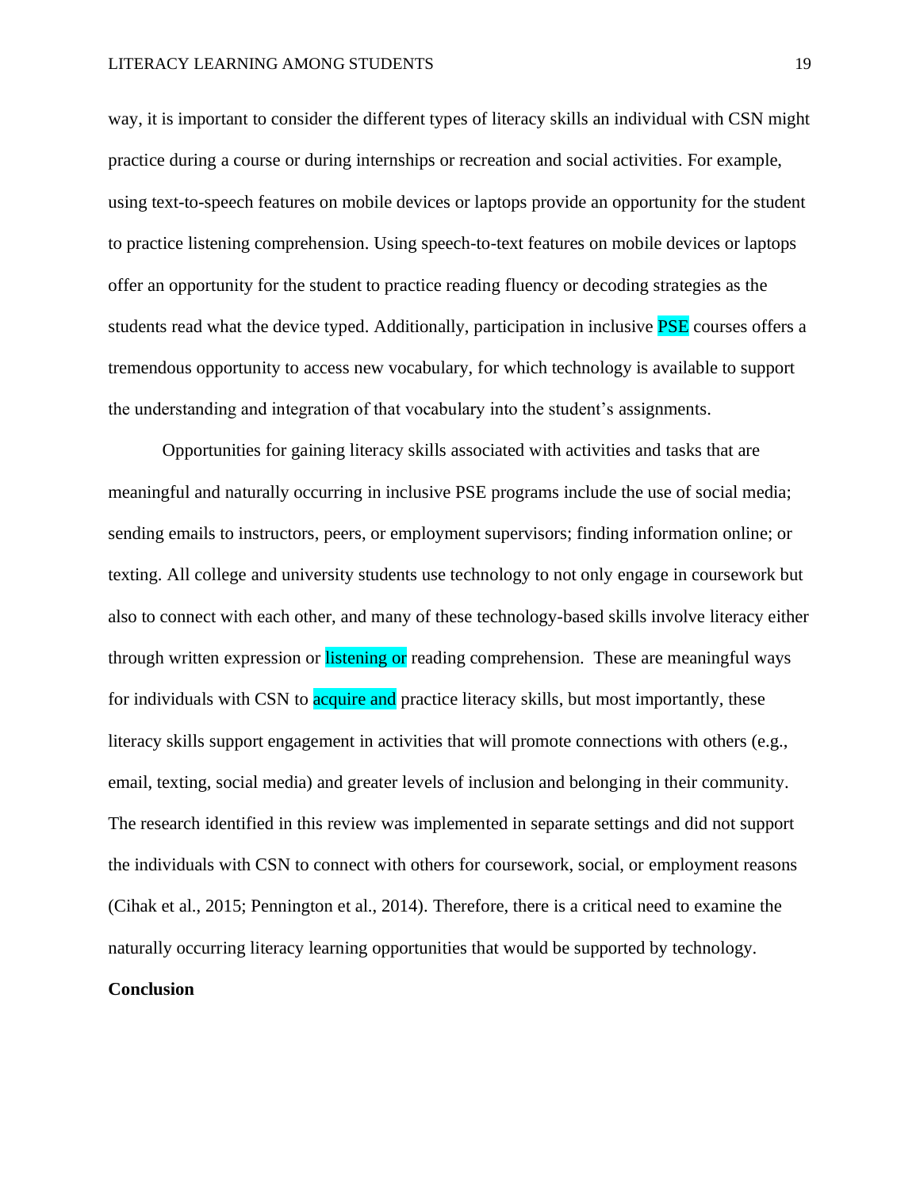way, it is important to consider the different types of literacy skills an individual with CSN might practice during a course or during internships or recreation and social activities. For example, using text-to-speech features on mobile devices or laptops provide an opportunity for the student to practice listening comprehension. Using speech-to-text features on mobile devices or laptops offer an opportunity for the student to practice reading fluency or decoding strategies as the students read what the device typed. Additionally, participation in inclusive PSE courses offers a tremendous opportunity to access new vocabulary, for which technology is available to support the understanding and integration of that vocabulary into the student's assignments.

Opportunities for gaining literacy skills associated with activities and tasks that are meaningful and naturally occurring in inclusive PSE programs include the use of social media; sending emails to instructors, peers, or employment supervisors; finding information online; or texting. All college and university students use technology to not only engage in coursework but also to connect with each other, and many of these technology-based skills involve literacy either through written expression or listening or reading comprehension. These are meaningful ways for individuals with CSN to acquire and practice literacy skills, but most importantly, these literacy skills support engagement in activities that will promote connections with others (e.g., email, texting, social media) and greater levels of inclusion and belonging in their community. The research identified in this review was implemented in separate settings and did not support the individuals with CSN to connect with others for coursework, social, or employment reasons (Cihak et al., 2015; Pennington et al., 2014). Therefore, there is a critical need to examine the naturally occurring literacy learning opportunities that would be supported by technology.

## Conclusion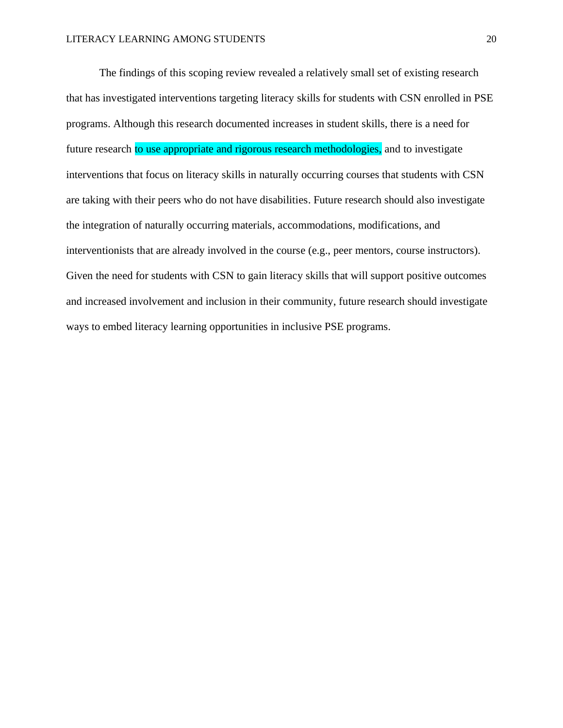The findings of this scoping review revealed a relatively small set of existing research that has investigated interventions targeting literacy skills for students with CSN enrolled in PSE programs. Although this research documented increases in student skills, there is a need for future research to use appropriate and rigorous research methodologies, and to investigate interventions that focus on literacy skills in naturally occurring courses that students with CSN are taking with their peers who do not have disabilities. Future research should also investigate the integration of naturally occurring materials, accommodations, modifications, and interventionists that are already involved in the course (e.g., peer mentors, course instructors). Given the need for students with CSN to gain literacy skills that will support positive outcomes and increased involvement and inclusion in their community, future research should investigate ways to embed literacy learning opportunities in inclusive PSE programs.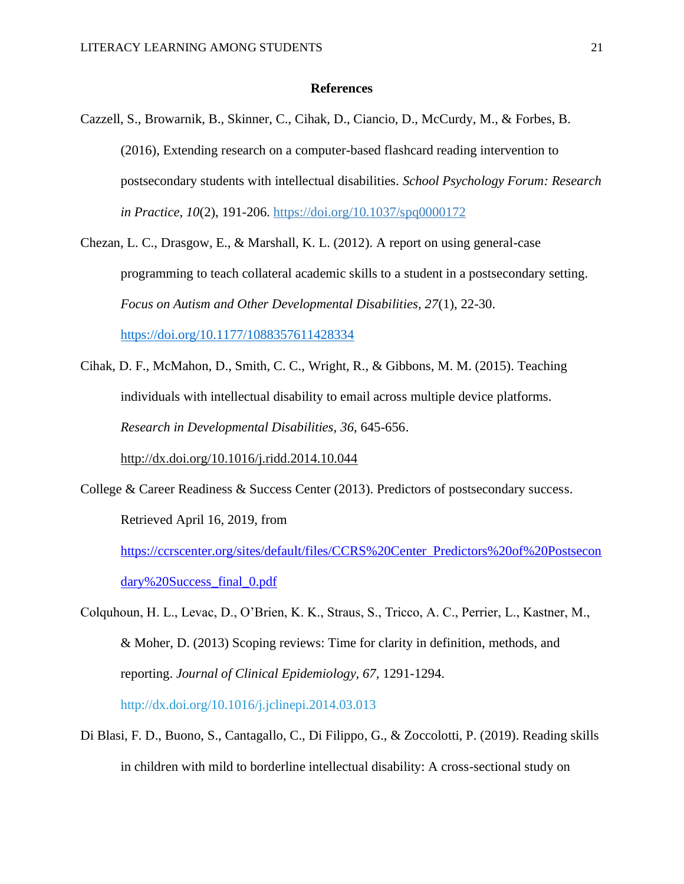## References

Cazzell, S., Browarnik, B., Skinner, C., Cihak, D., Ciancio, D., McCurdy, M., & Forbes, B. (2016), Extending research on a computer-based flashcard reading intervention to postsecondary students with intellectual disabilities. *School Psychology Forum: Research in Practice, 10*(2), 191-206. https://doi.org/10.1037/spq0000172

Chezan, L. C., Drasgow, E., & Marshall, K. L. (2012). A report on using general-case programming to teach collateral academic skills to a student in a postsecondary setting. *Focus on Autism and Other Developmental Disabilities, 27*(1), 22-30. https://doi.org/10.1177/1088357611428334

Cihak, D. F., McMahon, D., Smith, C. C., Wright, R., & Gibbons, M. M. (2015). Teaching individuals with intellectual disability to email across multiple device platforms. *Research in Developmental Disabilities, 36*, 645-656. http://dx.doi.org/10.1016/j.ridd.2014.10.044

College & Career Readiness & Success Center (2013). Predictors of postsecondary success. Retrieved April 16, 2019, from https://ccrscenter.org/sites/default/files/CCRS%20Center_Predictors%20of%20Postsecondary%20Success_final_0.pdf

Colquhoun, H. L., Levac, D., O'Brien, K. K., Straus, S., Tricco, A. C., Perrier, L., Kastner, M., & Moher, D. (2013) Scoping reviews: Time for clarity in definition, methods, and reporting. *Journal of Clinical Epidemiology, 67*, 1291-1294. http://dx.doi.org/10.1016/j.jclinepi.2014.03.013

Di Blasi, F. D., Buono, S., Cantagallo, C., Di Filippo, G., & Zoccolotti, P. (2019). Reading skills in children with mild to borderline intellectual disability: A cross-sectional study on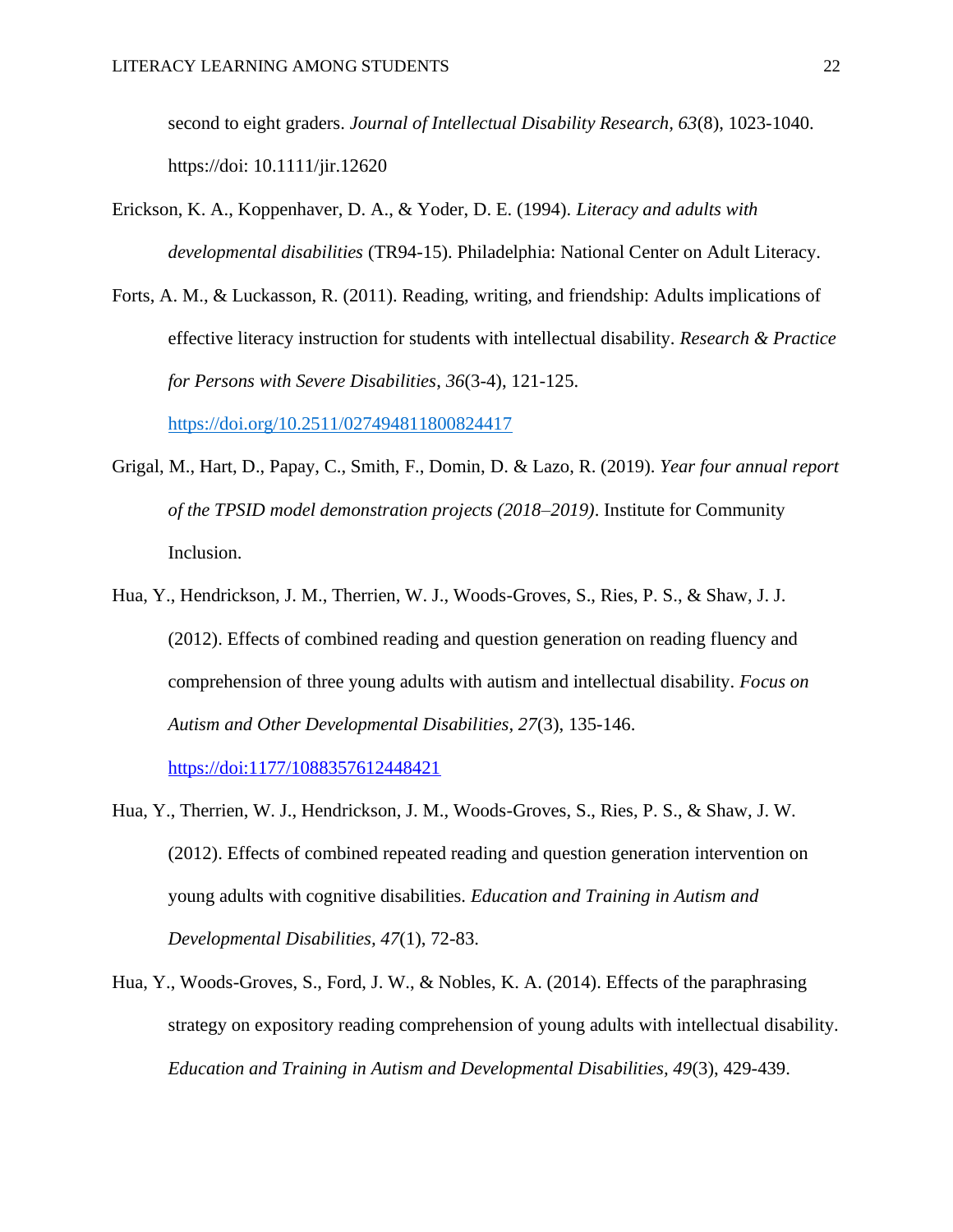second to eight graders. *Journal of Intellectual Disability Research, 63*(8), 1023-1040. https://doi: 10.1111/jir.12620

Erickson, K. A., Koppenhaver, D. A., & Yoder, D. E. (1994). *Literacy and adults with developmental disabilities* (TR94-15). Philadelphia: National Center on Adult Literacy.

Forts, A. M., & Luckasson, R. (2011). Reading, writing, and friendship: Adults implications of effective literacy instruction for students with intellectual disability. *Research & Practice for Persons with Severe Disabilities*, *36*(3-4), 121-125. https://doi.org/10.2511/027494811800824417

Grigal, M., Hart, D., Papay, C., Smith, F., Domin, D. & Lazo, R. (2019). *Year four annual report of the TPSID model demonstration projects (2018–2019)*. Institute for Community Inclusion.

Hua, Y., Hendrickson, J. M., Therrien, W. J., Woods-Groves, S., Ries, P. S., & Shaw, J. J. (2012). Effects of combined reading and question generation on reading fluency and comprehension of three young adults with autism and intellectual disability. *Focus on Autism and Other Developmental Disabilities, 27*(3), 135-146. https://doi:1177/1088357612448421

Hua, Y., Therrien, W. J., Hendrickson, J. M., Woods-Groves, S., Ries, P. S., & Shaw, J. W. (2012). Effects of combined repeated reading and question generation intervention on young adults with cognitive disabilities. *Education and Training in Autism and Developmental Disabilities, 47*(1), 72-83.

Hua, Y., Woods-Groves, S., Ford, J. W., & Nobles, K. A. (2014). Effects of the paraphrasing strategy on expository reading comprehension of young adults with intellectual disability. *Education and Training in Autism and Developmental Disabilities*, *49*(3), 429-439.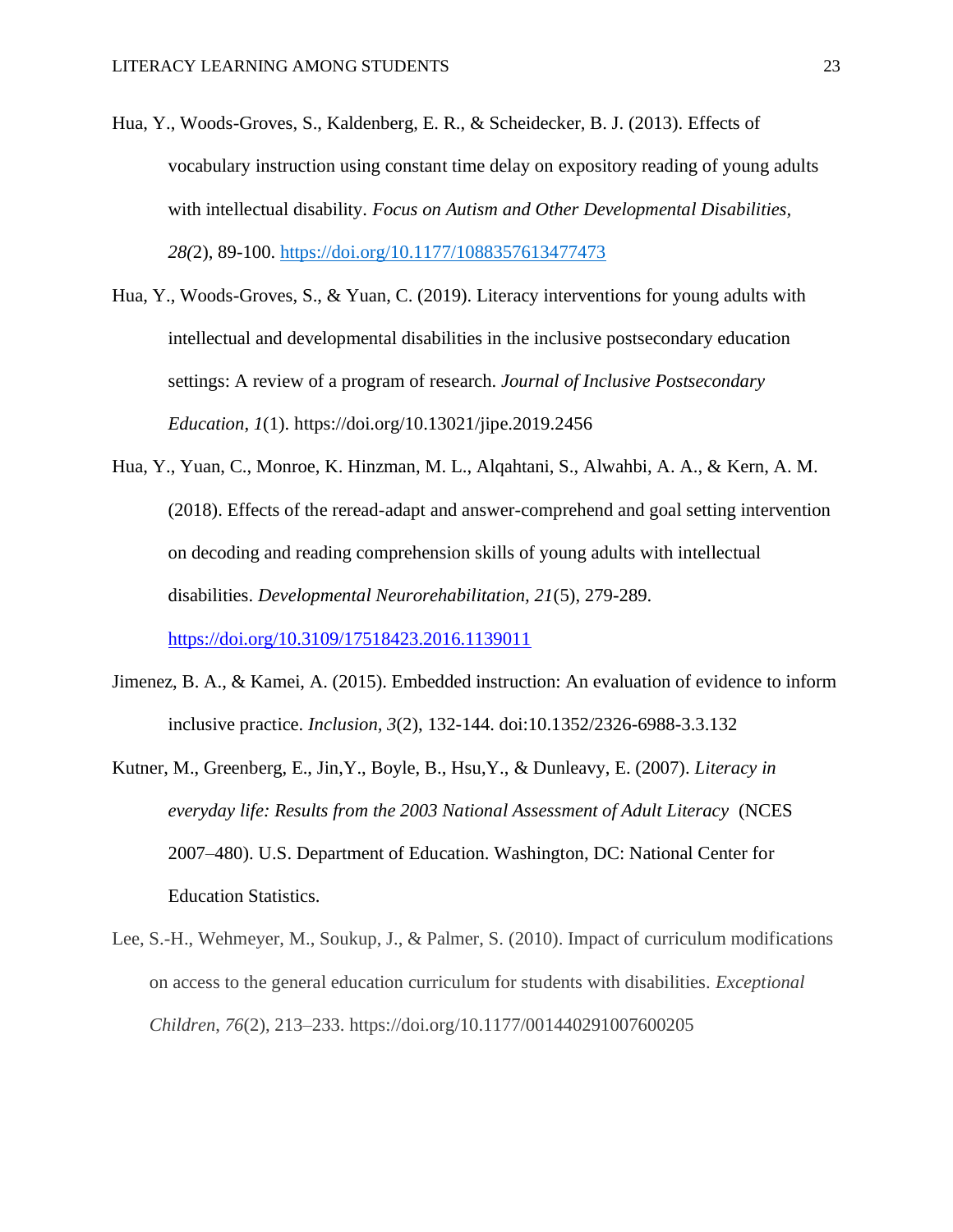Hua, Y., Woods-Groves, S., Kaldenberg, E. R., & Scheidecker, B. J. (2013). Effects of vocabulary instruction using constant time delay on expository reading of young adults with intellectual disability. *Focus on Autism and Other Developmental Disabilities*, *28(*2), 89-100. https://doi.org/10.1177/1088357613477473

Hua, Y., Woods-Groves, S., & Yuan, C. (2019). Literacy interventions for young adults with intellectual and developmental disabilities in the inclusive postsecondary education settings: A review of a program of research. *Journal of Inclusive Postsecondary Education*, *1*(1). https://doi.org/10.13021/jipe.2019.2456

Hua, Y., Yuan, C., Monroe, K. Hinzman, M. L., Alqahtani, S., Alwahbi, A. A., & Kern, A. M. (2018). Effects of the reread-adapt and answer-comprehend and goal setting intervention on decoding and reading comprehension skills of young adults with intellectual disabilities. *Developmental Neurorehabilitation*, *21*(5), 279-289. https://doi.org/10.3109/17518423.2016.1139011

Jimenez, B. A., & Kamei, A. (2015). Embedded instruction: An evaluation of evidence to inform inclusive practice. *Inclusion*, *3*(2), 132-144. doi:10.1352/2326-6988-3.3.132

Kutner, M., Greenberg, E., Jin,Y., Boyle, B., Hsu,Y., & Dunleavy, E. (2007). *Literacy in everyday life: Results from the 2003 National Assessment of Adult Literacy* (NCES 2007–480). U.S. Department of Education. Washington, DC: National Center for Education Statistics.

Lee, S.-H., Wehmeyer, M., Soukup, J., & Palmer, S. (2010). Impact of curriculum modifications on access to the general education curriculum for students with disabilities. *Exceptional Children*, *76*(2), 213–233. https://doi.org/10.1177/001440291007600205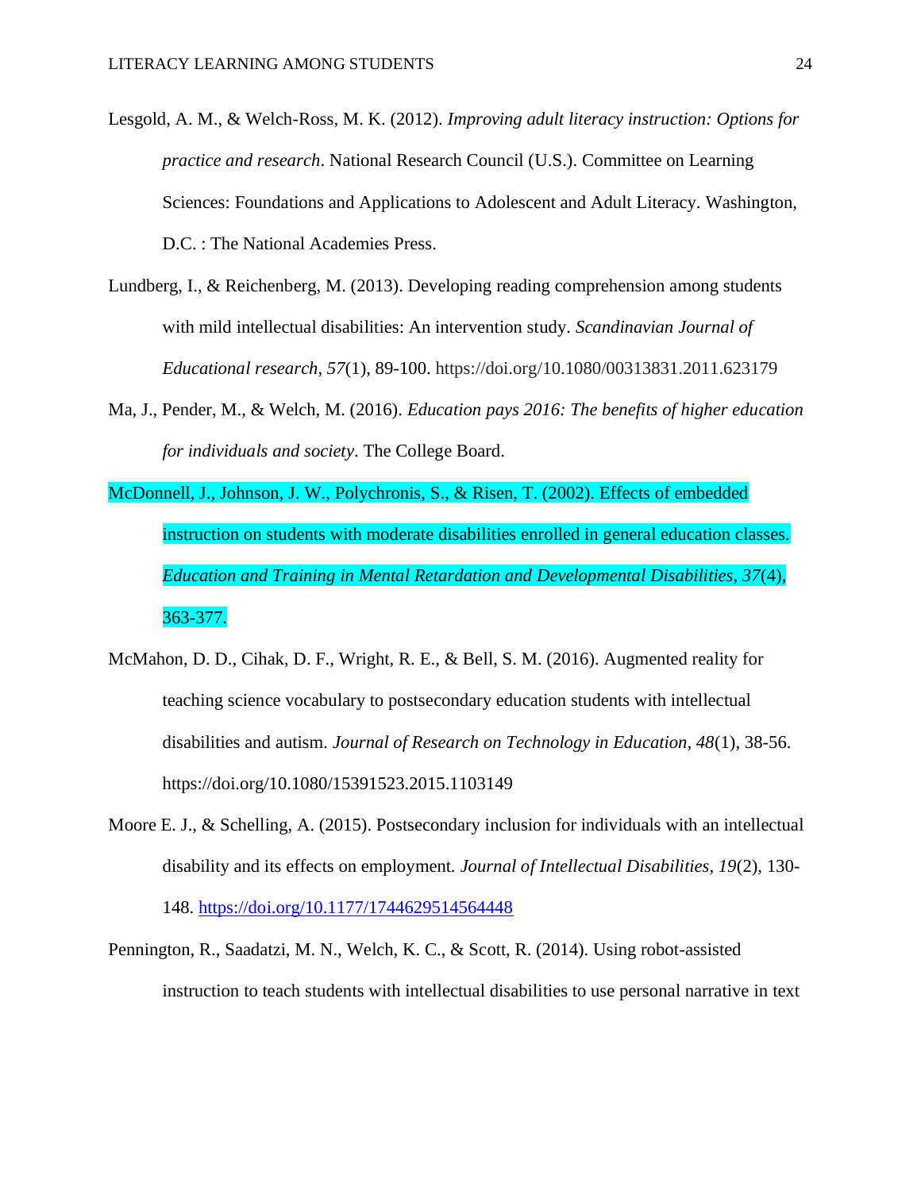Lesgold, A. M., & Welch-Ross, M. K. (2012). *Improving adult literacy instruction: Options for practice and research*. National Research Council (U.S.). Committee on Learning Sciences: Foundations and Applications to Adolescent and Adult Literacy. Washington, D.C. : The National Academies Press.

Lundberg, I., & Reichenberg, M. (2013). Developing reading comprehension among students with mild intellectual disabilities: An intervention study. *Scandinavian Journal of Educational research, 57*(1), 89-100. https://doi.org/10.1080/00313831.2011.623179

Ma, J., Pender, M., & Welch, M. (2016). *Education pays 2016: The benefits of higher education for individuals and society*. The College Board.

McDonnell, J., Johnson, J. W., Polychronis, S., & Risen, T. (2002). Effects of embedded instruction on students with moderate disabilities enrolled in general education classes. *Education and Training in Mental Retardation and Developmental Disabilities, 37*(4), 363-377.

McMahon, D. D., Cihak, D. F., Wright, R. E., & Bell, S. M. (2016). Augmented reality for teaching science vocabulary to postsecondary education students with intellectual disabilities and autism. *Journal of Research on Technology in Education, 48*(1), 38-56. https://doi.org/10.1080/15391523.2015.1103149

Moore E. J., & Schelling, A. (2015). Postsecondary inclusion for individuals with an intellectual disability and its effects on employment. *Journal of Intellectual Disabilities, 19*(2), 130-148. https://doi.org/10.1177/1744629514564448

Pennington, R., Saadatzi, M. N., Welch, K. C., & Scott, R. (2014). Using robot-assisted instruction to teach students with intellectual disabilities to use personal narrative in text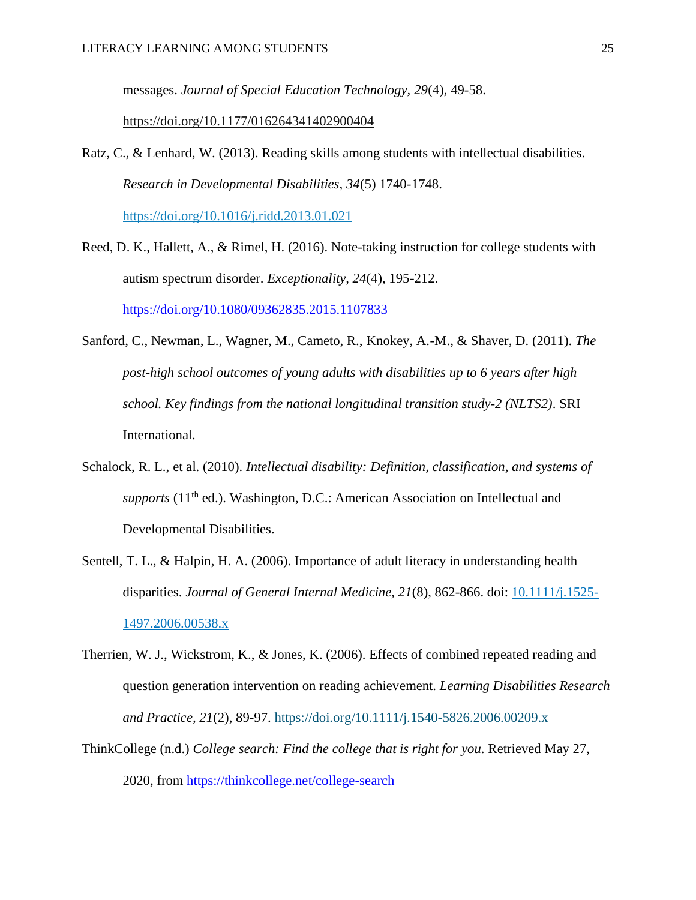messages. *Journal of Special Education Technology*, *29*(4), 49-58. https://doi.org/10.1177/016264341402900404

Ratz, C., & Lenhard, W. (2013). Reading skills among students with intellectual disabilities. *Research in Developmental Disabilities*, *34*(5) 1740-1748. https://doi.org/10.1016/j.ridd.2013.01.021

Reed, D. K., Hallett, A., & Rimel, H. (2016). Note-taking instruction for college students with autism spectrum disorder. *Exceptionality*, *24*(4), 195-212. https://doi.org/10.1080/09362835.2015.1107833

Sanford, C., Newman, L., Wagner, M., Cameto, R., Knokey, A.-M., & Shaver, D. (2011). *The post-high school outcomes of young adults with disabilities up to 6 years after high school. Key findings from the national longitudinal transition study-2 (NLTS2)*. SRI International.

Schalock, R. L., et al. (2010). *Intellectual disability: Definition, classification, and systems of supports* (11th ed.). Washington, D.C.: American Association on Intellectual and Developmental Disabilities.

Sentell, T. L., & Halpin, H. A. (2006). Importance of adult literacy in understanding health disparities. *Journal of General Internal Medicine, 21*(8), 862-866. doi: 10.1111/j.1525-1497.2006.00538.x

Therrien, W. J., Wickstrom, K., & Jones, K. (2006). Effects of combined repeated reading and question generation intervention on reading achievement. *Learning Disabilities Research and Practice, 21*(2), 89-97. https://doi.org/10.1111/j.1540-5826.2006.00209.x

ThinkCollege (n.d.) *College search: Find the college that is right for you*. Retrieved May 27, 2020, from https://thinkcollege.net/college-search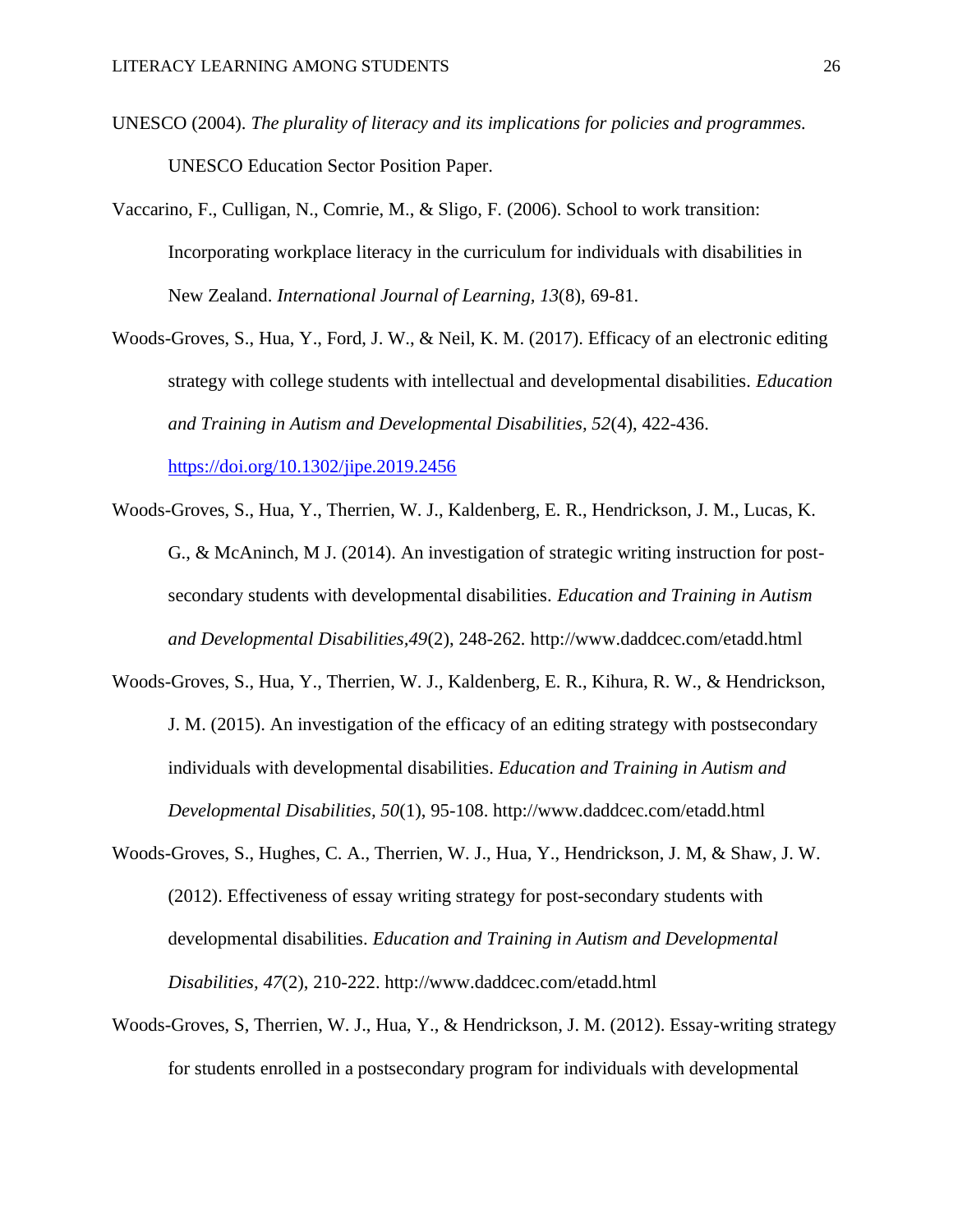UNESCO (2004). *The plurality of literacy and its implications for policies and programmes.* UNESCO Education Sector Position Paper.

Vaccarino, F., Culligan, N., Comrie, M., & Sligo, F. (2006). School to work transition: Incorporating workplace literacy in the curriculum for individuals with disabilities in New Zealand. *International Journal of Learning, 13*(8), 69-81.

Woods-Groves, S., Hua, Y., Ford, J. W., & Neil, K. M. (2017). Efficacy of an electronic editing strategy with college students with intellectual and developmental disabilities. *Education and Training in Autism and Developmental Disabilities, 52*(4), 422-436. https://doi.org/10.1302/jipe.2019.2456

Woods-Groves, S., Hua, Y., Therrien, W. J., Kaldenberg, E. R., Hendrickson, J. M., Lucas, K. G., & McAninch, M J. (2014). An investigation of strategic writing instruction for post-secondary students with developmental disabilities. *Education and Training in Autism and Developmental Disabilities,49*(2), 248-262. http://www.daddcec.com/etadd.html

Woods-Groves, S., Hua, Y., Therrien, W. J., Kaldenberg, E. R., Kihura, R. W., & Hendrickson, J. M. (2015). An investigation of the efficacy of an editing strategy with postsecondary individuals with developmental disabilities. *Education and Training in Autism and Developmental Disabilities, 50*(1), 95-108. http://www.daddcec.com/etadd.html

Woods-Groves, S., Hughes, C. A., Therrien, W. J., Hua, Y., Hendrickson, J. M, & Shaw, J. W. (2012). Effectiveness of essay writing strategy for post-secondary students with developmental disabilities. *Education and Training in Autism and Developmental Disabilities, 47*(2), 210-222. http://www.daddcec.com/etadd.html

Woods-Groves, S, Therrien, W. J., Hua, Y., & Hendrickson, J. M. (2012). Essay-writing strategy for students enrolled in a postsecondary program for individuals with developmental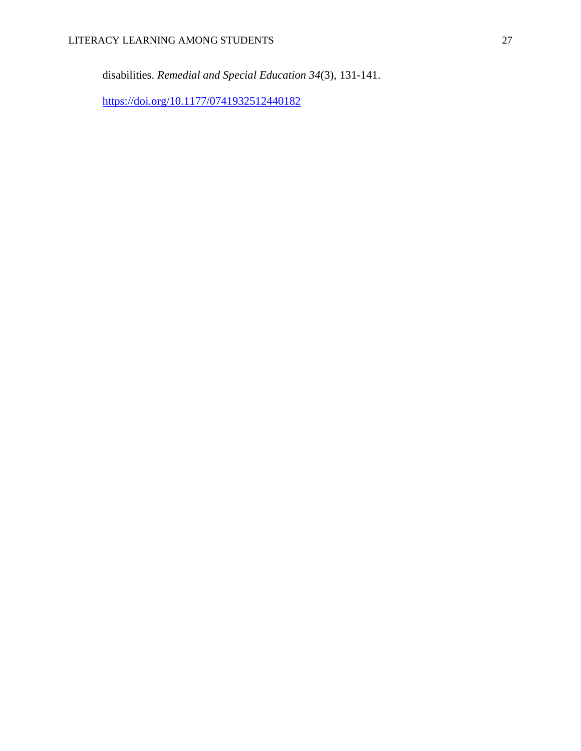disabilities. *Remedial and Special Education 34*(3), 131-141. https://doi.org/10.1177/0741932512440182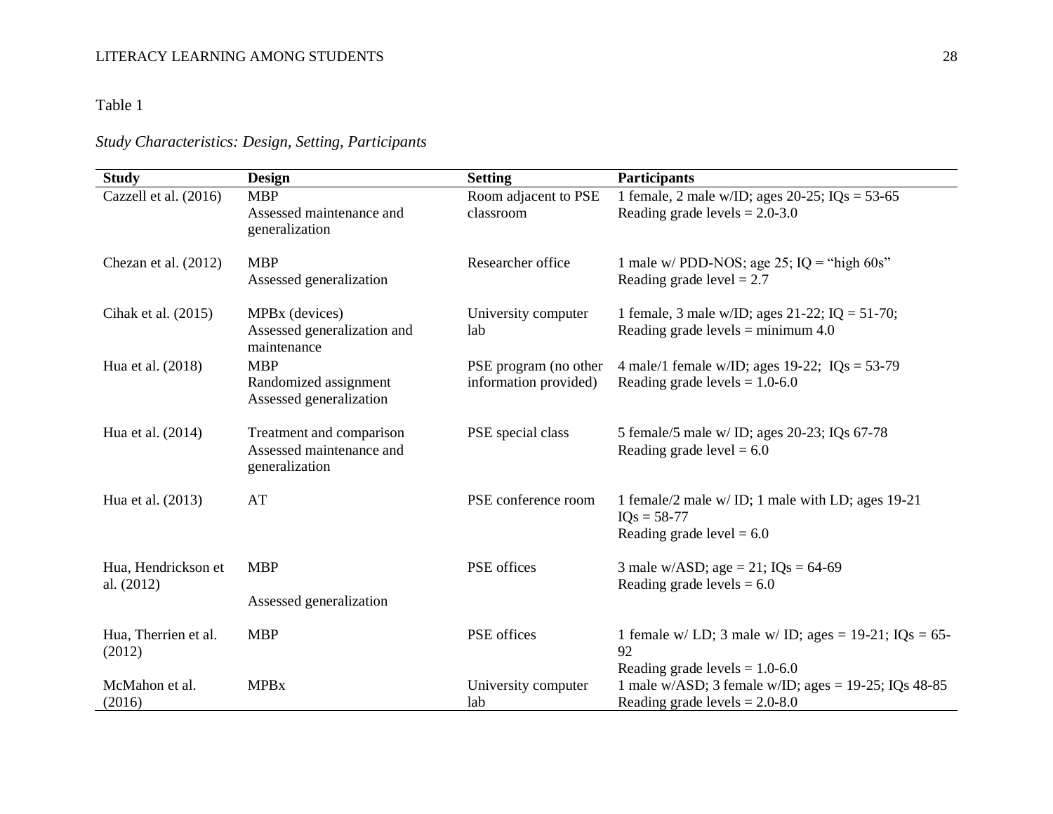Table 1

*Study Characteristics: Design, Setting, Participants*

| Study | Design | Setting | Participants |
|---|---|---|---|
| Cazzell et al. (2016) | MBP<br>Assessed maintenance and generalization | Room adjacent to PSE classroom | 1 female, 2 male w/ID; ages 20-25; IQs = 53-65<br>Reading grade levels = 2.0-3.0 |
| Chezan et al. (2012) | MBP<br>Assessed generalization | Researcher office | 1 male w/ PDD-NOS; age 25; IQ = "high 60s"<br>Reading grade level = 2.7 |
| Cihak et al. (2015) | MPBx (devices)<br>Assessed generalization and maintenance | University computer lab | 1 female, 3 male w/ID; ages 21-22; IQ = 51-70;<br>Reading grade levels = minimum 4.0 |
| Hua et al. (2018) | MBP<br>Randomized assignment<br>Assessed generalization | PSE program (no other information provided) | 4 male/1 female w/ID; ages 19-22; IQs = 53-79<br>Reading grade levels = 1.0-6.0 |
| Hua et al. (2014) | Treatment and comparison<br>Assessed maintenance and generalization | PSE special class | 5 female/5 male w/ ID; ages 20-23; IQs 67-78<br>Reading grade level = 6.0 |
| Hua et al. (2013) | AT | PSE conference room | 1 female/2 male w/ ID; 1 male with LD; ages 19-21<br>IQs = 58-77<br>Reading grade level = 6.0 |
| Hua, Hendrickson et al. (2012) | MBP<br>Assessed generalization | PSE offices | 3 male w/ASD; age = 21; IQs = 64-69<br>Reading grade levels = 6.0 |
| Hua, Therrien et al. (2012) | MBP | PSE offices | 1 female w/ LD; 3 male w/ ID; ages = 19-21; IQs = 65-92<br>Reading grade levels = 1.0-6.0 |
| McMahon et al. (2016) | MPBx | University computer lab | 1 male w/ASD; 3 female w/ID; ages = 19-25; IQs 48-85<br>Reading grade levels = 2.0-8.0 |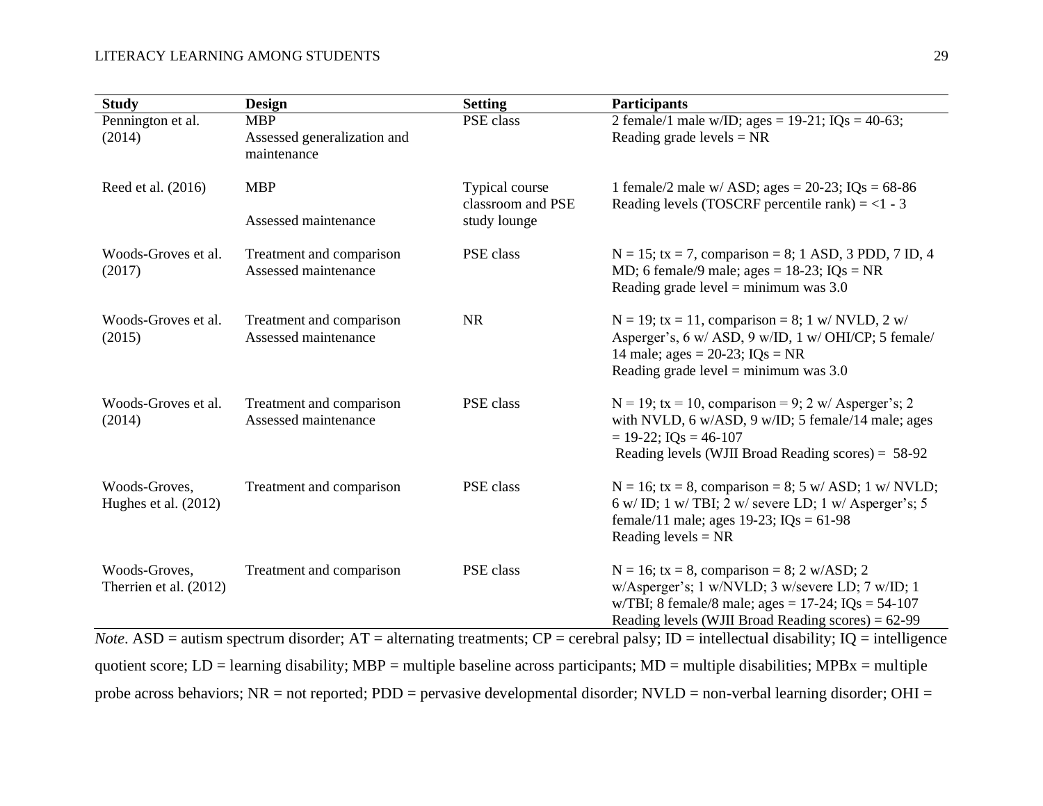| Study | Design | Setting | Participants |
|---|---|---|---|
| Pennington et al. (2014) | MBP<br>Assessed generalization and maintenance | PSE class | 2 female/1 male w/ID; ages = 19-21; IQs = 40-63;<br>Reading grade levels = NR |
| Reed et al. (2016) | MBP<br><br>Assessed maintenance | Typical course classroom and PSE study lounge | 1 female/2 male w/ ASD; ages = 20-23; IQs = 68-86<br>Reading levels (TOSCRF percentile rank) = <1 - 3 |
| Woods-Groves et al. (2017) | Treatment and comparison<br>Assessed maintenance | PSE class | N = 15; tx = 7, comparison = 8; 1 ASD, 3 PDD, 7 ID, 4 MD; 6 female/9 male; ages = 18-23; IQs = NR<br>Reading grade level = minimum was 3.0 |
| Woods-Groves et al. (2015) | Treatment and comparison<br>Assessed maintenance | NR | N = 19; tx = 11, comparison = 8; 1 w/ NVLD, 2 w/ Asperger's, 6 w/ ASD, 9 w/ID, 1 w/ OHI/CP; 5 female/ 14 male; ages = 20-23; IQs = NR<br>Reading grade level = minimum was 3.0 |
| Woods-Groves et al. (2014) | Treatment and comparison<br>Assessed maintenance | PSE class | N = 19; tx = 10, comparison = 9; 2 w/ Asperger's; 2 with NVLD, 6 w/ASD, 9 w/ID; 5 female/14 male; ages = 19-22; IQs = 46-107<br>Reading levels (WJII Broad Reading scores) = 58-92 |
| Woods-Groves, Hughes et al. (2012) | Treatment and comparison | PSE class | N = 16; tx = 8, comparison = 8; 5 w/ ASD; 1 w/ NVLD; 6 w/ ID; 1 w/ TBI; 2 w/ severe LD; 1 w/ Asperger's; 5 female/11 male; ages 19-23; IQs = 61-98<br>Reading levels = NR |
| Woods-Groves, Therrien et al. (2012) | Treatment and comparison | PSE class | N = 16; tx = 8, comparison = 8; 2 w/ASD; 2 w/Asperger's; 1 w/NVLD; 3 w/severe LD; 7 w/ID; 1 w/TBI; 8 female/8 male; ages = 17-24; IQs = 54-107<br>Reading levels (WJII Broad Reading scores) = 62-99 |

*Note*. ASD = autism spectrum disorder; AT = alternating treatments; CP = cerebral palsy; ID = intellectual disability; IQ = intelligence quotient score; LD = learning disability; MBP = multiple baseline across participants; MD = multiple disabilities; MPBx = multiple probe across behaviors; NR = not reported; PDD = pervasive developmental disorder; NVLD = non-verbal learning disorder; OHI =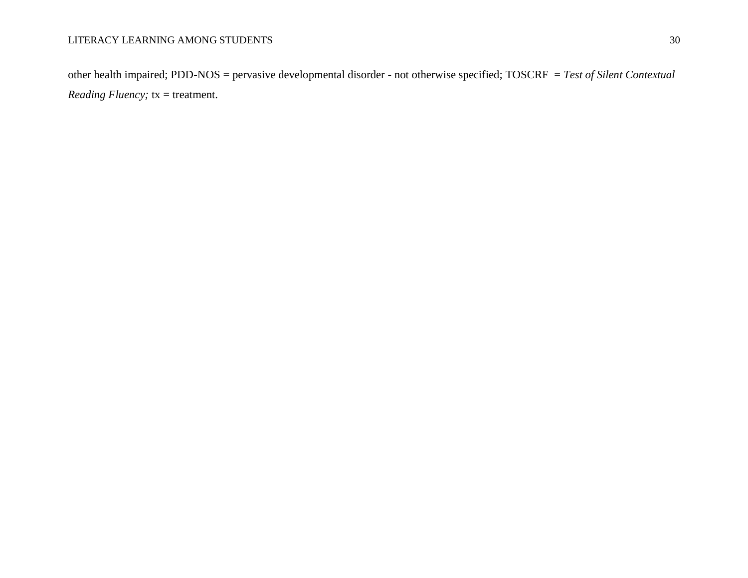other health impaired; PDD-NOS = pervasive developmental disorder - not otherwise specified; TOSCRF = *Test of Silent Contextual Reading Fluency;* tx = treatment.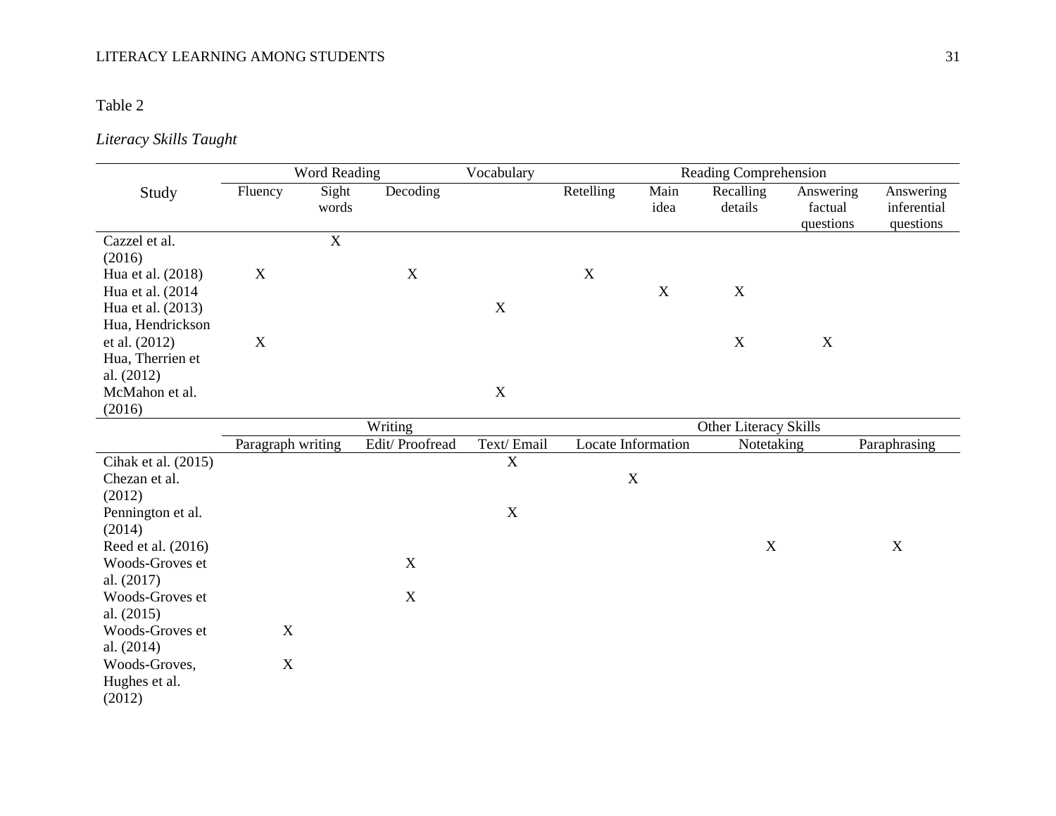Table 2

*Literacy Skills Taught*

| Study | Word Reading | | | Vocabulary | Reading Comprehension | | | | |
|---|---|---|---|---|---|---|---|---|---|
| | Fluency | Sight words | Decoding | | Retelling | Main idea | Recalling details | Answering factual questions | Answering inferential questions |
| Cazzel et al. (2016) | | X | | | | | | | |
| Hua et al. (2018) | X | | X | | X | | | | |
| Hua et al. (2014 | | | | | | X | X | | |
| Hua et al. (2013) | | | | X | | | | | |
| Hua, Hendrickson et al. (2012) | X | | | | | | X | X | |
| Hua, Therrien et al. (2012) | | | | | | | | | |
| McMahon et al. (2016) | | | | X | | | | | |

| Study | Writing | | | Other Literacy Skills | | |
|---|---|---|---|---|---|---|
| | Paragraph writing | Edit/ Proofread | Text/ Email | Locate Information | Notetaking | Paraphrasing |
| Cihak et al. (2015) | | | X | | | |
| Chezan et al. (2012) | | | | X | | |
| Pennington et al. (2014) | | | X | | | |
| Reed et al. (2016) | | | | | X | X |
| Woods-Groves et al. (2017) | | X | | | | |
| Woods-Groves et al. (2015) | | X | | | | |
| Woods-Groves et al. (2014) | X | | | | | |
| Woods-Groves, Hughes et al. (2012) | X | | | | | |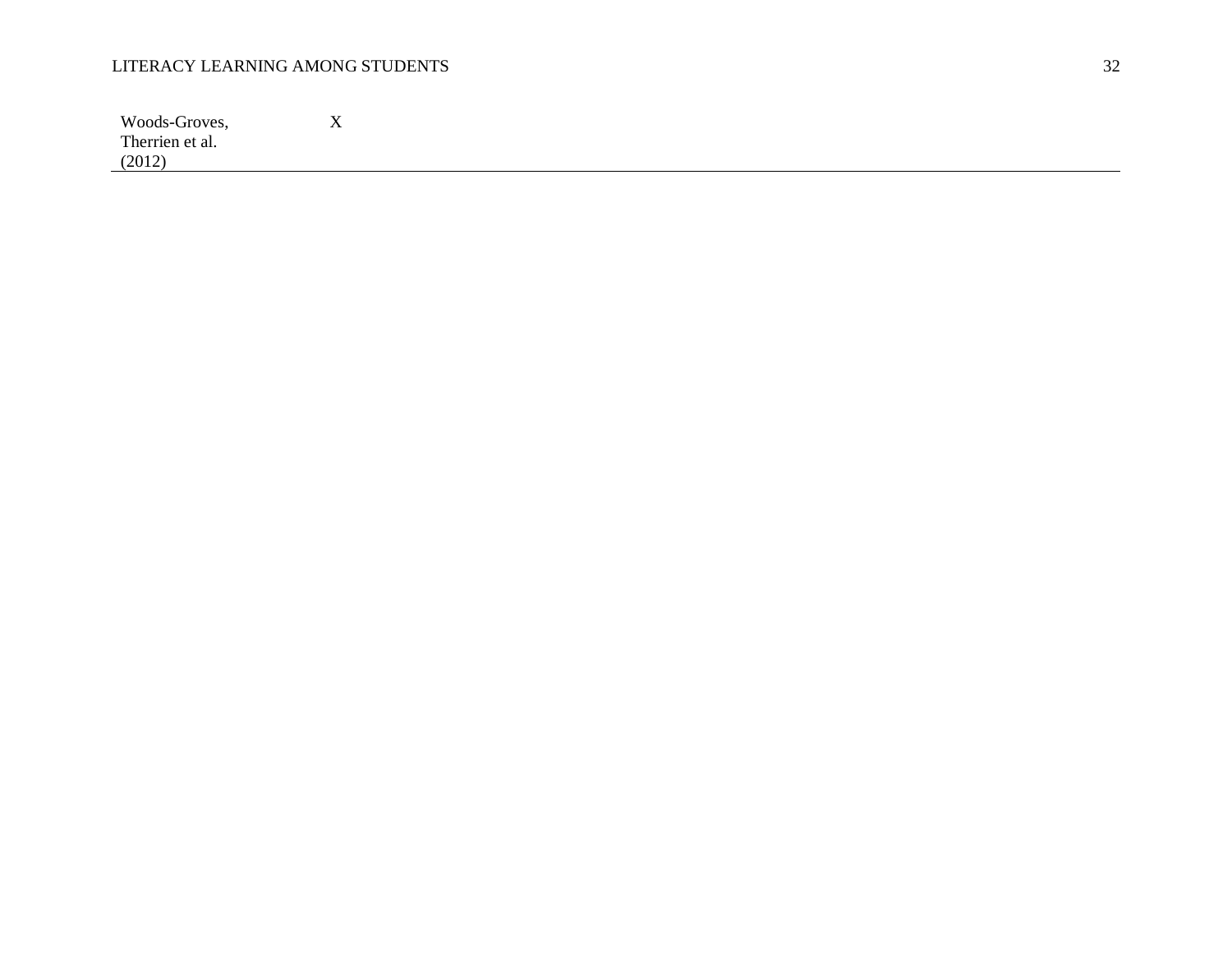|  |  |
| --- | --- |
| Woods-Groves, Therrien et al. (2012) | X |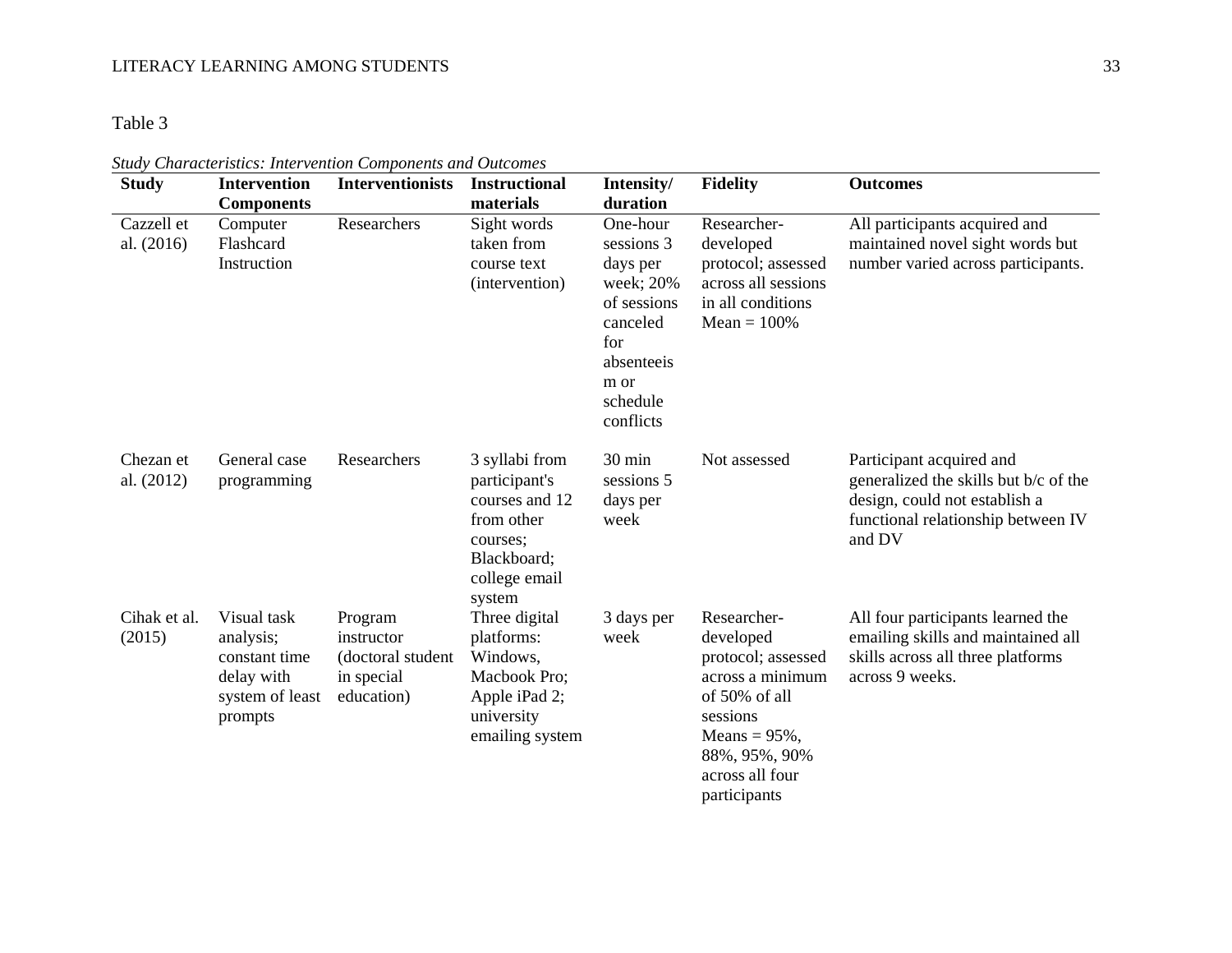Table 3

*Study Characteristics: Intervention Components and Outcomes*

| Study | Intervention Components | Interventionists | Instructional materials | Intensity/ duration | Fidelity | Outcomes |
|---|---|---|---|---|---|---|
| Cazzell et al. (2016) | Computer Flashcard Instruction | Researchers | Sight words taken from course text (intervention) | One-hour sessions 3 days per week; 20% of sessions canceled for absenteeism or schedule conflicts | Researcher-developed protocol; assessed across all sessions in all conditions Mean = 100% | All participants acquired and maintained novel sight words but number varied across participants. |
| Chezan et al. (2012) | General case programming | Researchers | 3 syllabi from participant's courses and 12 from other courses; Blackboard; college email system | 30 min sessions 5 days per week | Not assessed | Participant acquired and generalized the skills but b/c of the design, could not establish a functional relationship between IV and DV |
| Cihak et al. (2015) | Visual task analysis; constant time delay with system of least prompts | Program instructor (doctoral student in special education) | Three digital platforms: Windows, Macbook Pro; Apple iPad 2; university emailing system | 3 days per week | Researcher-developed protocol; assessed across a minimum of 50% of all sessions Means = 95%, 88%, 95%, 90% across all four participants | All four participants learned the emailing skills and maintained all skills across all three platforms across 9 weeks. |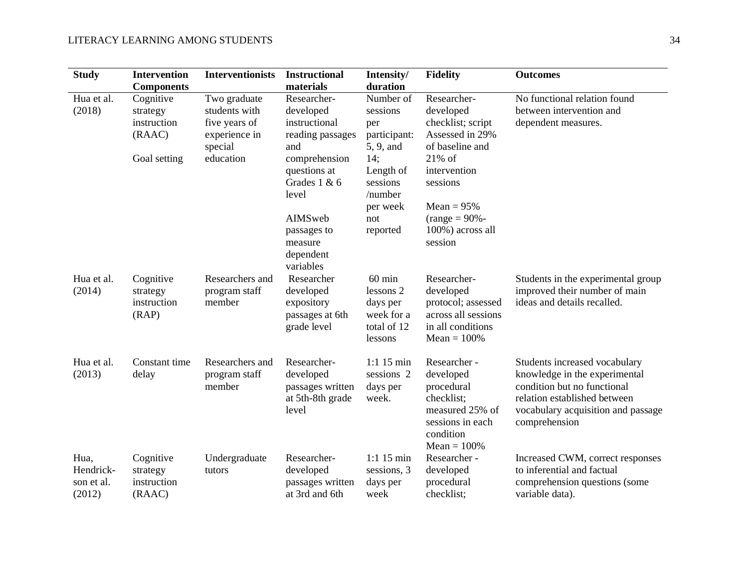| Study | Intervention Components | Interventionists | Instructional materials | Intensity/ duration | Fidelity | Outcomes |
|---|---|---|---|---|---|---|
| Hua et al. (2018) | Cognitive strategy instruction (RAAC)<br><br>Goal setting | Two graduate students with five years of experience in special education | Researcher-developed instructional reading passages and comprehension questions at Grades 1 & 6 level<br><br>AIMSweb passages to measure dependent variables | Number of sessions per participant: 5, 9, and 14; Length of sessions /number per week not reported | Researcher-developed checklist; script Assessed in 29% of baseline and 21% of intervention sessions<br><br>Mean = 95% (range = 90%-100%) across all session | No functional relation found between intervention and dependent measures. |
| Hua et al. (2014) | Cognitive strategy instruction (RAP) | Researchers and program staff member | Researcher developed expository passages at 6th grade level | 60 min lessons 2 days per week for a total of 12 lessons | Researcher-developed protocol; assessed across all sessions in all conditions Mean = 100% | Students in the experimental group improved their number of main ideas and details recalled. |
| Hua et al. (2013) | Constant time delay | Researchers and program staff member | Researcher-developed passages written at 5th-8th grade level | 1:1 15 min sessions 2 days per week. | Researcher - developed procedural checklist; measured 25% of sessions in each condition Mean = 100% | Students increased vocabulary knowledge in the experimental condition but no functional relation established between vocabulary acquisition and passage comprehension |
| Hua, Hendrick-son et al. (2012) | Cognitive strategy instruction (RAAC) | Undergraduate tutors | Researcher-developed passages written at 3rd and 6th | 1:1 15 min sessions, 3 days per week | Researcher - developed procedural checklist; | Increased CWM, correct responses to inferential and factual comprehension questions (some variable data). |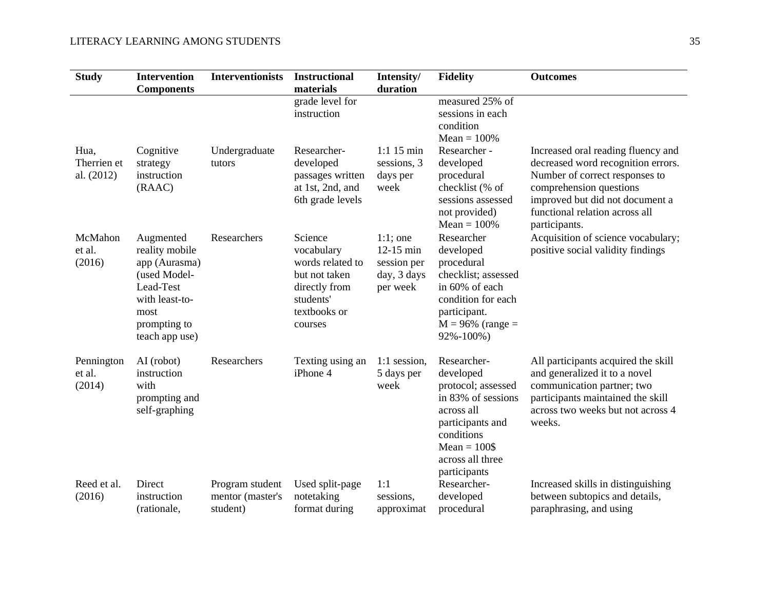| Study | Intervention Components | Interventionists | Instructional materials | Intensity/ duration | Fidelity | Outcomes |
|---|---|---|---|---|---|---|
| | | | grade level for instruction | | measured 25% of sessions in each condition Mean = 100% | |
| Hua, Therrien et al. (2012) | Cognitive strategy instruction (RAAC) | Undergraduate tutors | Researcher-developed passages written at 1st, 2nd, and 6th grade levels | 1:1 15 min sessions, 3 days per week | Researcher - developed procedural checklist (% of sessions assessed not provided) Mean = 100% | Increased oral reading fluency and decreased word recognition errors. Number of correct responses to comprehension questions improved but did not document a functional relation across all participants. |
| McMahon et al. (2016) | Augmented reality mobile app (Aurasma) (used Model-Lead-Test with least-to-most prompting to teach app use) | Researchers | Science vocabulary words related to but not taken directly from students' textbooks or courses | 1:1; one 12-15 min session per day, 3 days per week | Researcher developed procedural checklist; assessed in 60% of each condition for each participant. M = 96% (range = 92%-100%) | Acquisition of science vocabulary; positive social validity findings |
| Pennington et al. (2014) | AI (robot) instruction with prompting and self-graphing | Researchers | Texting using an iPhone 4 | 1:1 session, 5 days per week | Researcher-developed protocol; assessed in 83% of sessions across all participants and conditions Mean = 100$ across all three participants | All participants acquired the skill and generalized it to a novel communication partner; two participants maintained the skill across two weeks but not across 4 weeks. |
| Reed et al. (2016) | Direct instruction (rationale, | Program student mentor (master's student) | Used split-page notetaking format during | 1:1 sessions, approximat | Researcher-developed procedural | Increased skills in distinguishing between subtopics and details, paraphrasing, and using |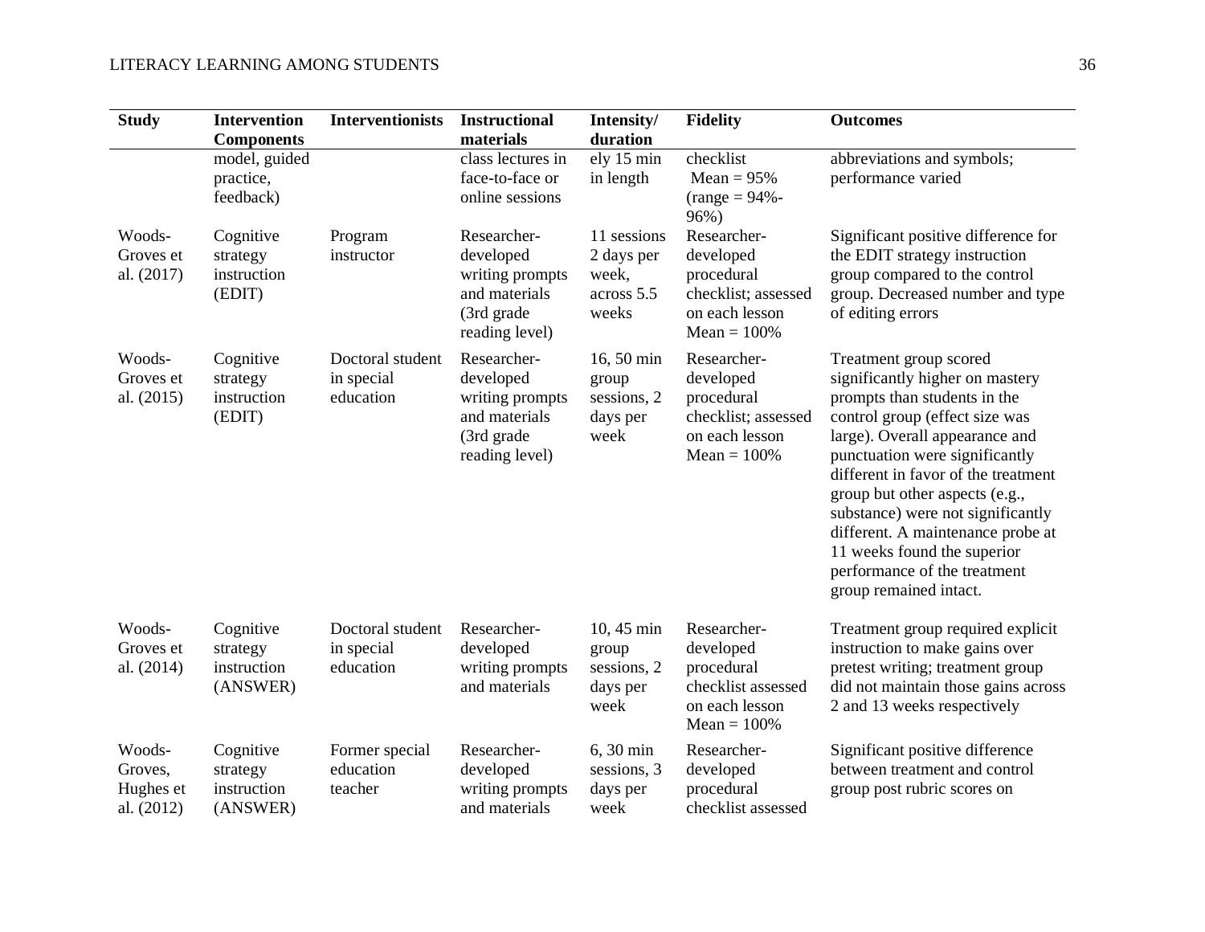| Study | Intervention Components | Interventionists | Instructional materials | Intensity/ duration | Fidelity | Outcomes |
|---|---|---|---|---|---|---|
| | model, guided practice, feedback) | | class lectures in face-to-face or online sessions | ely 15 min in length | checklist Mean = 95% (range = 94%-96%) | abbreviations and symbols; performance varied |
| Woods-Groves et al. (2017) | Cognitive strategy instruction (EDIT) | Program instructor | Researcher-developed writing prompts and materials (3rd grade reading level) | 11 sessions 2 days per week, across 5.5 weeks | Researcher-developed procedural checklist; assessed on each lesson Mean = 100% | Significant positive difference for the EDIT strategy instruction group compared to the control group. Decreased number and type of editing errors |
| Woods-Groves et al. (2015) | Cognitive strategy instruction (EDIT) | Doctoral student in special education | Researcher-developed writing prompts and materials (3rd grade reading level) | 16, 50 min group sessions, 2 days per week | Researcher-developed procedural checklist; assessed on each lesson Mean = 100% | Treatment group scored significantly higher on mastery prompts than students in the control group (effect size was large). Overall appearance and punctuation were significantly different in favor of the treatment group but other aspects (e.g., substance) were not significantly different. A maintenance probe at 11 weeks found the superior performance of the treatment group remained intact. |
| Woods-Groves et al. (2014) | Cognitive strategy instruction (ANSWER) | Doctoral student in special education | Researcher-developed writing prompts and materials | 10, 45 min group sessions, 2 days per week | Researcher-developed procedural checklist assessed on each lesson Mean = 100% | Treatment group required explicit instruction to make gains over pretest writing; treatment group did not maintain those gains across 2 and 13 weeks respectively |
| Woods-Groves, Hughes et al. (2012) | Cognitive strategy instruction (ANSWER) | Former special education teacher | Researcher-developed writing prompts and materials | 6, 30 min sessions, 3 days per week | Researcher-developed procedural checklist assessed | Significant positive difference between treatment and control group post rubric scores on |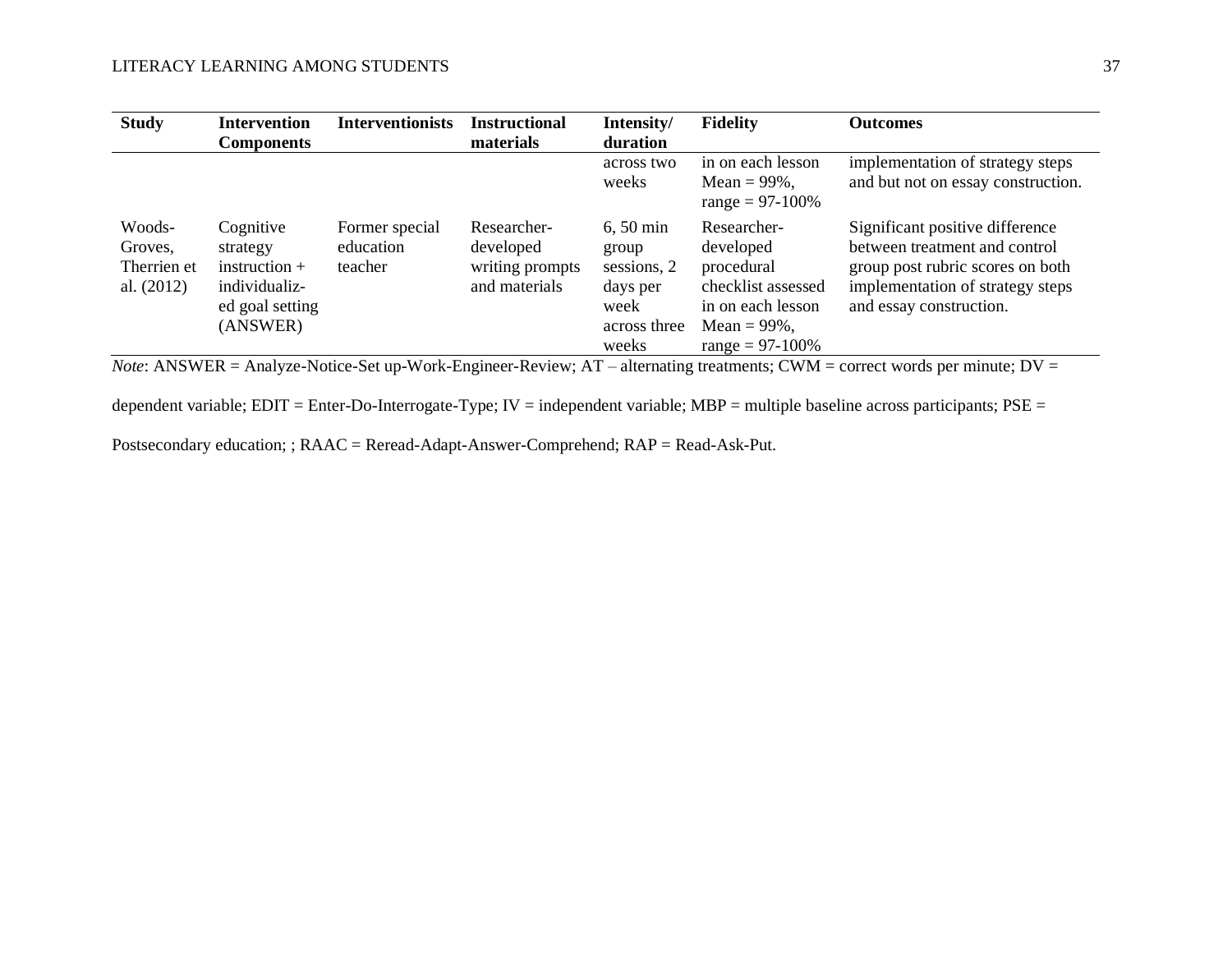| Study | Intervention Components | Interventionists | Instructional materials | Intensity/ duration | Fidelity | Outcomes |
|---|---|---|---|---|---|---|
| | | | | across two weeks | in on each lesson Mean = 99%, range = 97-100% | implementation of strategy steps and but not on essay construction. |
| Woods-Groves, Therrien et al. (2012) | Cognitive strategy instruction + individualiz-ed goal setting (ANSWER) | Former special education teacher | Researcher-developed writing prompts and materials | 6, 50 min group sessions, 2 days per week across three weeks | Researcher-developed procedural checklist assessed in on each lesson Mean = 99%, range = 97-100% | Significant positive difference between treatment and control group post rubric scores on both implementation of strategy steps and essay construction. |

*Note*: ANSWER = Analyze-Notice-Set up-Work-Engineer-Review; AT – alternating treatments; CWM = correct words per minute; DV = dependent variable; EDIT = Enter-Do-Interrogate-Type; IV = independent variable; MBP = multiple baseline across participants; PSE = Postsecondary education; ; RAAC = Reread-Adapt-Answer-Comprehend; RAP = Read-Ask-Put.